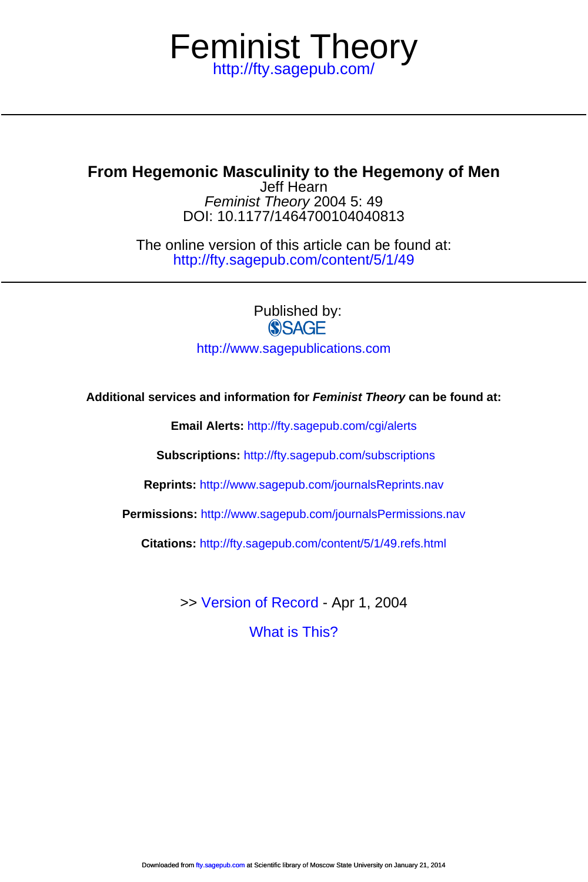# Feminist Theory

http://fty.sagepub.com/

## From Hegemonic Masculinity to the Hegemony of Men

Jeff Hearn

*Feminist Theory* 2004 5: 49

DOI: 10.1177/1464700104040813

The online version of this article can be found at:
http://fty.sagepub.com/content/5/1/49

Published by:

SAGE

http://www.sagepublications.com

**Additional services and information for *Feminist Theory* can be found at:**

**Email Alerts:** http://fty.sagepub.com/cgi/alerts

**Subscriptions:** http://fty.sagepub.com/subscriptions

**Reprints:** http://www.sagepub.com/journalsReprints.nav

**Permissions:** http://www.sagepub.com/journalsPermissions.nav

**Citations:** http://fty.sagepub.com/content/5/1/49.refs.html

>> Version of Record - Apr 1, 2004

What is This?

Downloaded from fty.sagepub.com at Scientific library of Moscow State University on January 21, 2014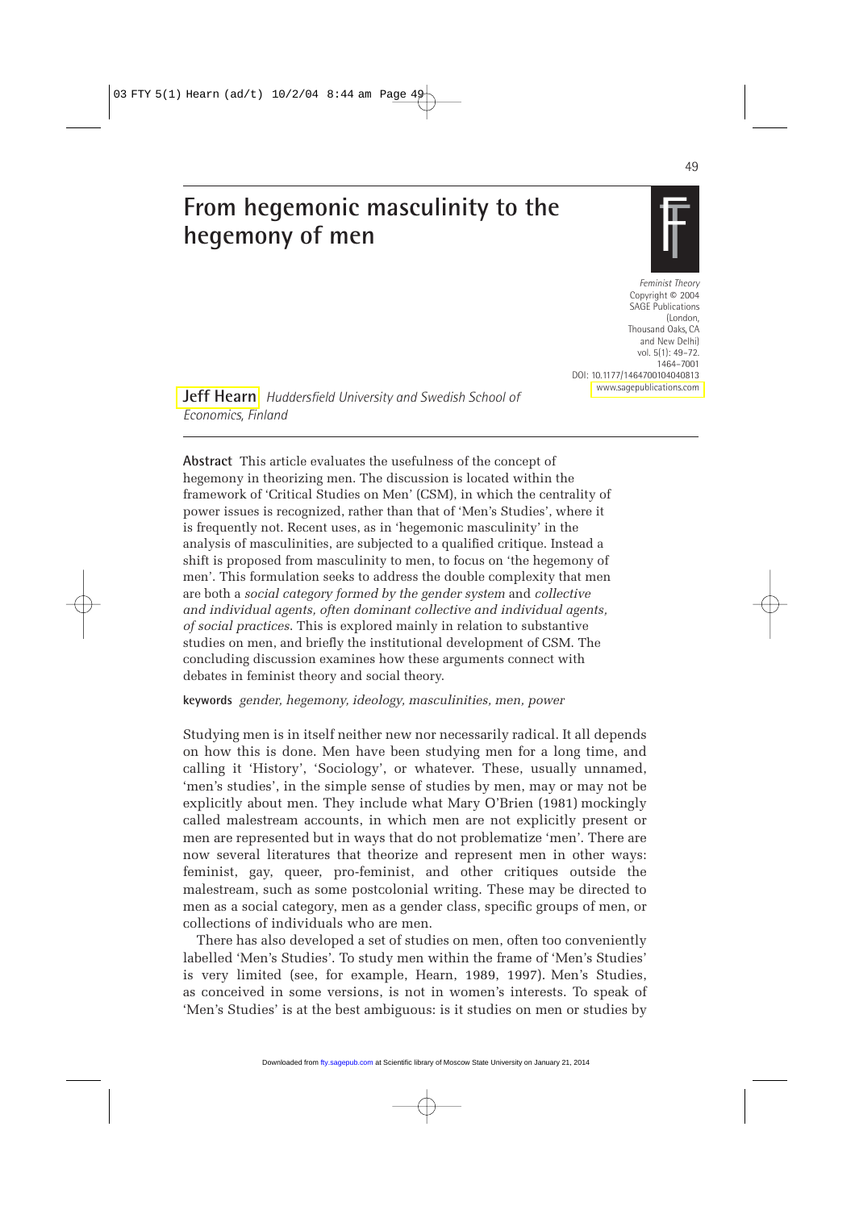# From hegemonic masculinity to the hegemony of men

**Jeff Hearn** *Huddersfield University and Swedish School of Economics, Finland*

**Abstract** This article evaluates the usefulness of the concept of hegemony in theorizing men. The discussion is located within the framework of 'Critical Studies on Men' (CSM), in which the centrality of power issues is recognized, rather than that of 'Men's Studies', where it is frequently not. Recent uses, as in 'hegemonic masculinity' in the analysis of masculinities, are subjected to a qualified critique. Instead a shift is proposed from masculinity to men, to focus on 'the hegemony of men'. This formulation seeks to address the double complexity that men are both a *social category formed by the gender system* and *collective and individual agents, often dominant collective and individual agents, of social practices*. This is explored mainly in relation to substantive studies on men, and briefly the institutional development of CSM. The concluding discussion examines how these arguments connect with debates in feminist theory and social theory.

**keywords** *gender, hegemony, ideology, masculinities, men, power*

Studying men is in itself neither new nor necessarily radical. It all depends on how this is done. Men have been studying men for a long time, and calling it 'History', 'Sociology', or whatever. These, usually unnamed, 'men's studies', in the simple sense of studies by men, may or may not be explicitly about men. They include what Mary O'Brien (1981) mockingly called malestream accounts, in which men are not explicitly present or men are represented but in ways that do not problematize 'men'. There are now several literatures that theorize and represent men in other ways: feminist, gay, queer, pro-feminist, and other critiques outside the malestream, such as some postcolonial writing. These may be directed to men as a social category, men as a gender class, specific groups of men, or collections of individuals who are men.

There has also developed a set of studies on men, often too conveniently labelled 'Men's Studies'. To study men within the frame of 'Men's Studies' is very limited (see, for example, Hearn, 1989, 1997). Men's Studies, as conceived in some versions, is not in women's interests. To speak of 'Men's Studies' is at the best ambiguous: is it studies on men or studies by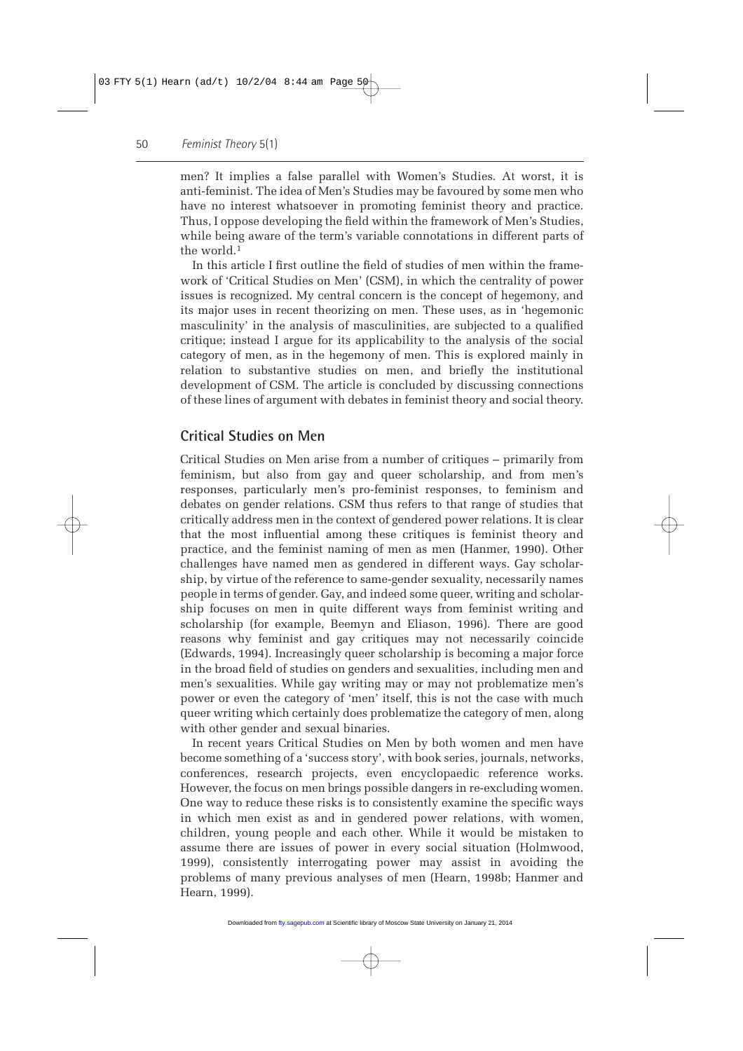men? It implies a false parallel with Women's Studies. At worst, it is anti-feminist. The idea of Men's Studies may be favoured by some men who have no interest whatsoever in promoting feminist theory and practice. Thus, I oppose developing the field within the framework of Men's Studies, while being aware of the term's variable connotations in different parts of the world.[1]

In this article I first outline the field of studies of men within the framework of 'Critical Studies on Men' (CSM), in which the centrality of power issues is recognized. My central concern is the concept of hegemony, and its major uses in recent theorizing on men. These uses, as in 'hegemonic masculinity' in the analysis of masculinities, are subjected to a qualified critique; instead I argue for its applicability to the analysis of the social category of men, as in the hegemony of men. This is explored mainly in relation to substantive studies on men, and briefly the institutional development of CSM. The article is concluded by discussing connections of these lines of argument with debates in feminist theory and social theory.

## Critical Studies on Men

Critical Studies on Men arise from a number of critiques – primarily from feminism, but also from gay and queer scholarship, and from men's responses, particularly men's pro-feminist responses, to feminism and debates on gender relations. CSM thus refers to that range of studies that critically address men in the context of gendered power relations. It is clear that the most influential among these critiques is feminist theory and practice, and the feminist naming of men as men (Hanmer, 1990). Other challenges have named men as gendered in different ways. Gay scholarship, by virtue of the reference to same-gender sexuality, necessarily names people in terms of gender. Gay, and indeed some queer, writing and scholarship focuses on men in quite different ways from feminist writing and scholarship (for example, Beemyn and Eliason, 1996). There are good reasons why feminist and gay critiques may not necessarily coincide (Edwards, 1994). Increasingly queer scholarship is becoming a major force in the broad field of studies on genders and sexualities, including men and men's sexualities. While gay writing may or may not problematize men's power or even the category of 'men' itself, this is not the case with much queer writing which certainly does problematize the category of men, along with other gender and sexual binaries.

In recent years Critical Studies on Men by both women and men have become something of a 'success story', with book series, journals, networks, conferences, research projects, even encyclopaedic reference works. However, the focus on men brings possible dangers in re-excluding women. One way to reduce these risks is to consistently examine the specific ways in which men exist as and in gendered power relations, with women, children, young people and each other. While it would be mistaken to assume there are issues of power in every social situation (Holmwood, 1999), consistently interrogating power may assist in avoiding the problems of many previous analyses of men (Hearn, 1998b; Hanmer and Hearn, 1999).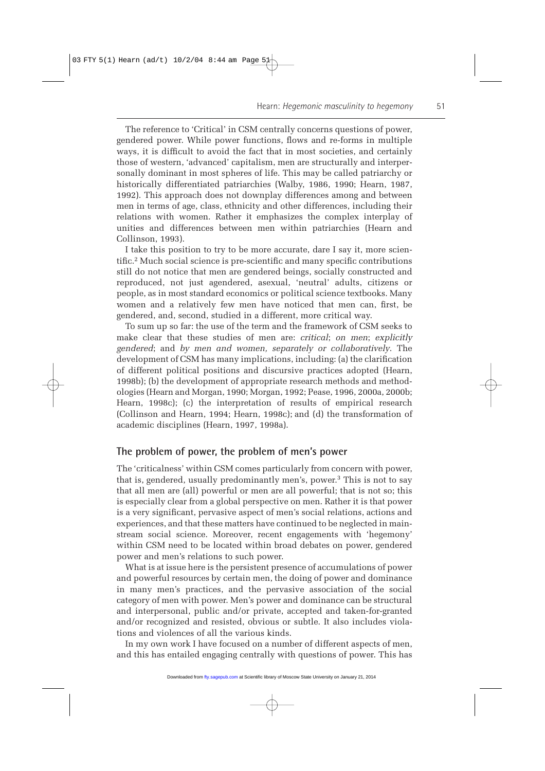The reference to 'Critical' in CSM centrally concerns questions of power, gendered power. While power functions, flows and re-forms in multiple ways, it is difficult to avoid the fact that in most societies, and certainly those of western, 'advanced' capitalism, men are structurally and interpersonally dominant in most spheres of life. This may be called patriarchy or historically differentiated patriarchies (Walby, 1986, 1990; Hearn, 1987, 1992). This approach does not downplay differences among and between men in terms of age, class, ethnicity and other differences, including their relations with women. Rather it emphasizes the complex interplay of unities and differences between men within patriarchies (Hearn and Collinson, 1993).

I take this position to try to be more accurate, dare I say it, more scientific.[2] Much social science is pre-scientific and many specific contributions still do not notice that men are gendered beings, socially constructed and reproduced, not just agendered, asexual, 'neutral' adults, citizens or people, as in most standard economics or political science textbooks. Many women and a relatively few men have noticed that men can, first, be gendered, and, second, studied in a different, more critical way.

To sum up so far: the use of the term and the framework of CSM seeks to make clear that these studies of men are: *critical*; *on men*; *explicitly gendered*; and *by men and women, separately or collaboratively*. The development of CSM has many implications, including: (a) the clarification of different political positions and discursive practices adopted (Hearn, 1998b); (b) the development of appropriate research methods and methodologies (Hearn and Morgan, 1990; Morgan, 1992; Pease, 1996, 2000a, 2000b; Hearn, 1998c); (c) the interpretation of results of empirical research (Collinson and Hearn, 1994; Hearn, 1998c); and (d) the transformation of academic disciplines (Hearn, 1997, 1998a).

## The problem of power, the problem of men's power

The 'criticalness' within CSM comes particularly from concern with power, that is, gendered, usually predominantly men's, power.[3] This is not to say that all men are (all) powerful or men are all powerful; that is not so; this is especially clear from a global perspective on men. Rather it is that power is a very significant, pervasive aspect of men's social relations, actions and experiences, and that these matters have continued to be neglected in mainstream social science. Moreover, recent engagements with 'hegemony' within CSM need to be located within broad debates on power, gendered power and men's relations to such power.

What is at issue here is the persistent presence of accumulations of power and powerful resources by certain men, the doing of power and dominance in many men's practices, and the pervasive association of the social category of men with power. Men's power and dominance can be structural and interpersonal, public and/or private, accepted and taken-for-granted and/or recognized and resisted, obvious or subtle. It also includes violations and violences of all the various kinds.

In my own work I have focused on a number of different aspects of men, and this has entailed engaging centrally with questions of power. This has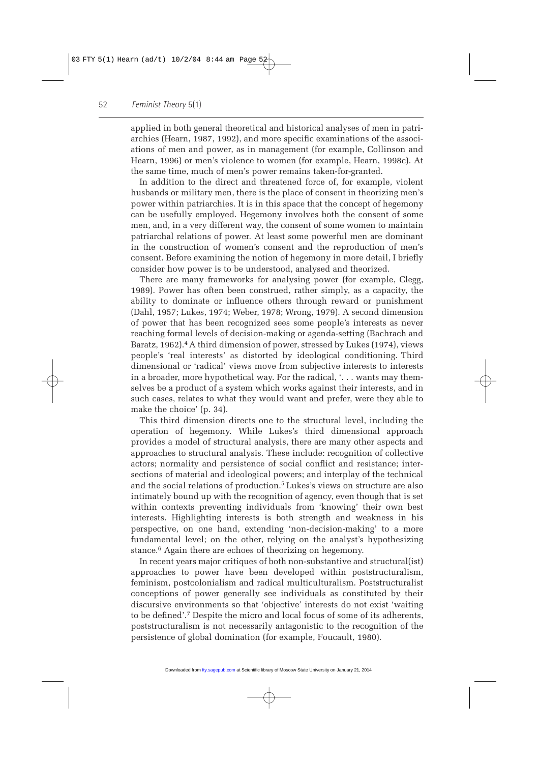applied in both general theoretical and historical analyses of men in patriarchies (Hearn, 1987, 1992), and more specific examinations of the associations of men and power, as in management (for example, Collinson and Hearn, 1996) or men's violence to women (for example, Hearn, 1998c). At the same time, much of men's power remains taken-for-granted.

In addition to the direct and threatened force of, for example, violent husbands or military men, there is the place of consent in theorizing men's power within patriarchies. It is in this space that the concept of hegemony can be usefully employed. Hegemony involves both the consent of some men, and, in a very different way, the consent of some women to maintain patriarchal relations of power. At least some powerful men are dominant in the construction of women's consent and the reproduction of men's consent. Before examining the notion of hegemony in more detail, I briefly consider how power is to be understood, analysed and theorized.

There are many frameworks for analysing power (for example, Clegg, 1989). Power has often been construed, rather simply, as a capacity, the ability to dominate or influence others through reward or punishment (Dahl, 1957; Lukes, 1974; Weber, 1978; Wrong, 1979). A second dimension of power that has been recognized sees some people's interests as never reaching formal levels of decision-making or agenda-setting (Bachrach and Baratz, 1962).[4] A third dimension of power, stressed by Lukes (1974), views people's 'real interests' as distorted by ideological conditioning. Third dimensional or 'radical' views move from subjective interests to interests in a broader, more hypothetical way. For the radical, '. . . wants may themselves be a product of a system which works against their interests, and in such cases, relates to what they would want and prefer, were they able to make the choice' (p. 34).

This third dimension directs one to the structural level, including the operation of hegemony. While Lukes's third dimensional approach provides a model of structural analysis, there are many other aspects and approaches to structural analysis. These include: recognition of collective actors; normality and persistence of social conflict and resistance; intersections of material and ideological powers; and interplay of the technical and the social relations of production.[5] Lukes's views on structure are also intimately bound up with the recognition of agency, even though that is set within contexts preventing individuals from 'knowing' their own best interests. Highlighting interests is both strength and weakness in his perspective, on one hand, extending 'non-decision-making' to a more fundamental level; on the other, relying on the analyst's hypothesizing stance.[6] Again there are echoes of theorizing on hegemony.

In recent years major critiques of both non-substantive and structural(ist) approaches to power have been developed within poststructuralism, feminism, postcolonialism and radical multiculturalism. Poststructuralist conceptions of power generally see individuals as constituted by their discursive environments so that 'objective' interests do not exist 'waiting to be defined'.[7] Despite the micro and local focus of some of its adherents, poststructuralism is not necessarily antagonistic to the recognition of the persistence of global domination (for example, Foucault, 1980).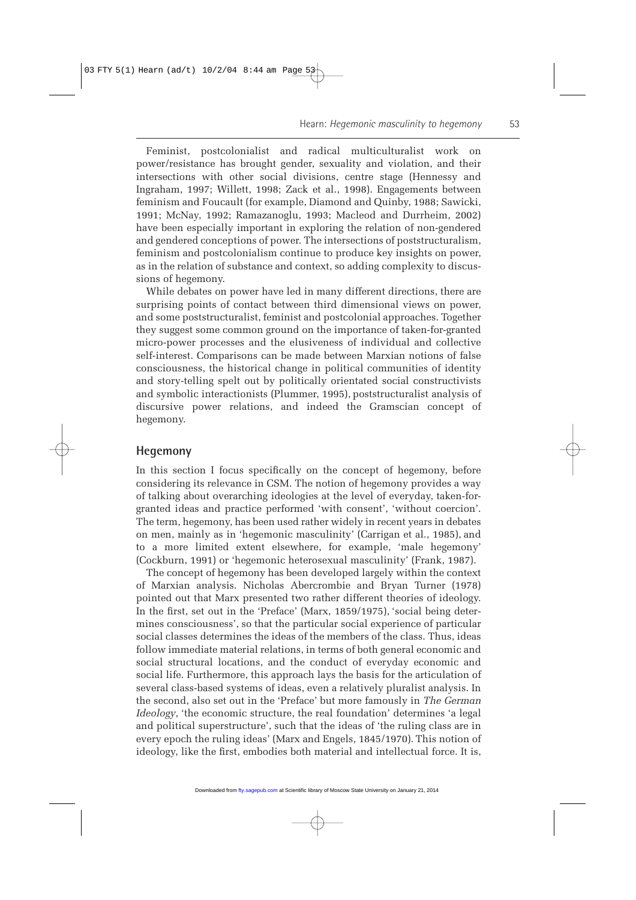Feminist, postcolonialist and radical multiculturalist work on power/resistance has brought gender, sexuality and violation, and their intersections with other social divisions, centre stage (Hennessy and Ingraham, 1997; Willett, 1998; Zack et al., 1998). Engagements between feminism and Foucault (for example, Diamond and Quinby, 1988; Sawicki, 1991; McNay, 1992; Ramazanoglu, 1993; Macleod and Durrheim, 2002) have been especially important in exploring the relation of non-gendered and gendered conceptions of power. The intersections of poststructuralism, feminism and postcolonialism continue to produce key insights on power, as in the relation of substance and context, so adding complexity to discussions of hegemony.

While debates on power have led in many different directions, there are surprising points of contact between third dimensional views on power, and some poststructuralist, feminist and postcolonial approaches. Together they suggest some common ground on the importance of taken-for-granted micro-power processes and the elusiveness of individual and collective self-interest. Comparisons can be made between Marxian notions of false consciousness, the historical change in political communities of identity and story-telling spelt out by politically orientated social constructivists and symbolic interactionists (Plummer, 1995), poststructuralist analysis of discursive power relations, and indeed the Gramscian concept of hegemony.

## Hegemony

In this section I focus specifically on the concept of hegemony, before considering its relevance in CSM. The notion of hegemony provides a way of talking about overarching ideologies at the level of everyday, taken-for-granted ideas and practice performed 'with consent', 'without coercion'. The term, hegemony, has been used rather widely in recent years in debates on men, mainly as in 'hegemonic masculinity' (Carrigan et al., 1985), and to a more limited extent elsewhere, for example, 'male hegemony' (Cockburn, 1991) or 'hegemonic heterosexual masculinity' (Frank, 1987).

The concept of hegemony has been developed largely within the context of Marxian analysis. Nicholas Abercrombie and Bryan Turner (1978) pointed out that Marx presented two rather different theories of ideology. In the first, set out in the 'Preface' (Marx, 1859/1975), 'social being determines consciousness', so that the particular social experience of particular social classes determines the ideas of the members of the class. Thus, ideas follow immediate material relations, in terms of both general economic and social structural locations, and the conduct of everyday economic and social life. Furthermore, this approach lays the basis for the articulation of several class-based systems of ideas, even a relatively pluralist analysis. In the second, also set out in the 'Preface' but more famously in *The German Ideology*, 'the economic structure, the real foundation' determines 'a legal and political superstructure', such that the ideas of 'the ruling class are in every epoch the ruling ideas' (Marx and Engels, 1845/1970). This notion of ideology, like the first, embodies both material and intellectual force. It is,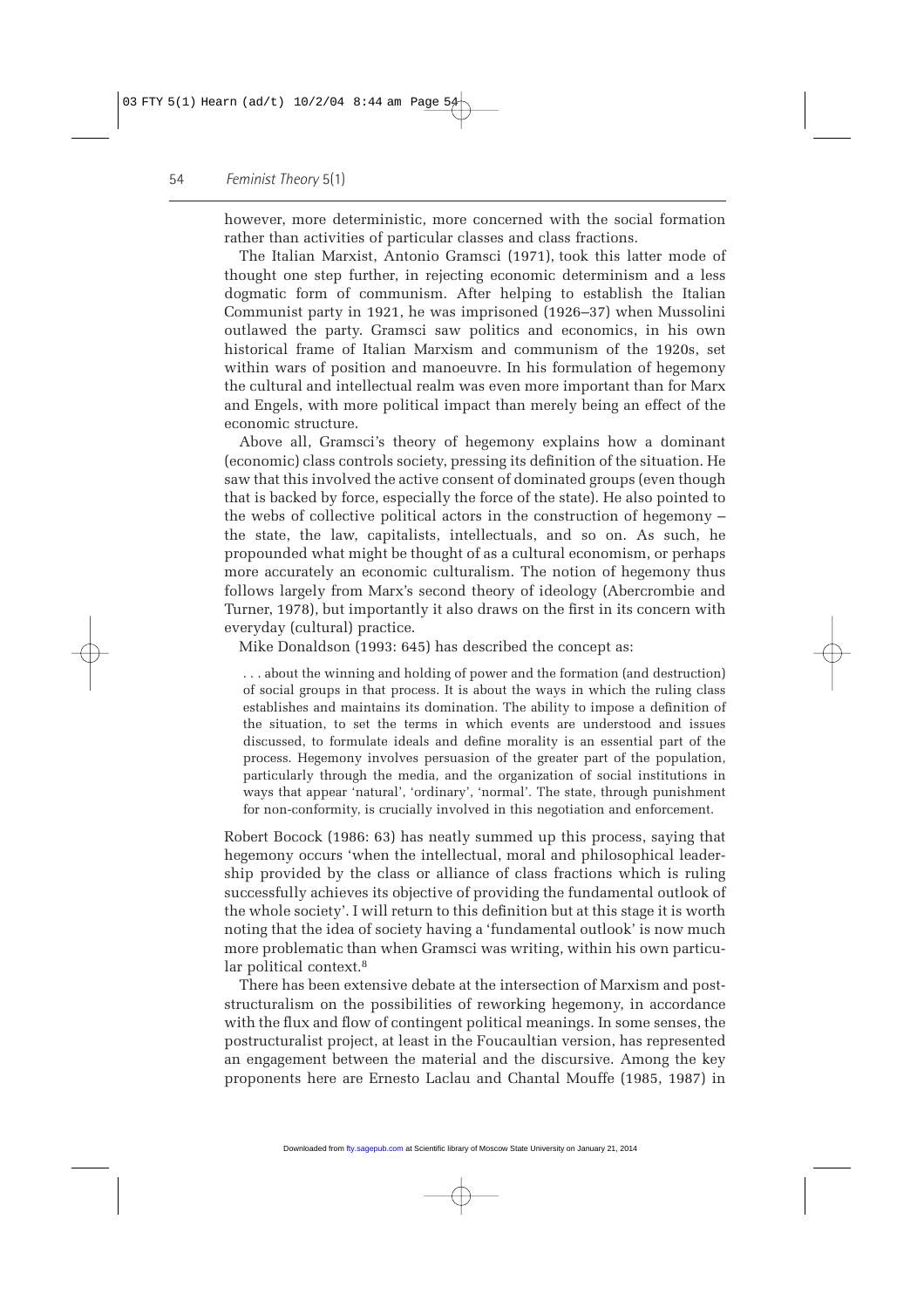however, more deterministic, more concerned with the social formation rather than activities of particular classes and class fractions.

The Italian Marxist, Antonio Gramsci (1971), took this latter mode of thought one step further, in rejecting economic determinism and a less dogmatic form of communism. After helping to establish the Italian Communist party in 1921, he was imprisoned (1926–37) when Mussolini outlawed the party. Gramsci saw politics and economics, in his own historical frame of Italian Marxism and communism of the 1920s, set within wars of position and manoeuvre. In his formulation of hegemony the cultural and intellectual realm was even more important than for Marx and Engels, with more political impact than merely being an effect of the economic structure.

Above all, Gramsci's theory of hegemony explains how a dominant (economic) class controls society, pressing its definition of the situation. He saw that this involved the active consent of dominated groups (even though that is backed by force, especially the force of the state). He also pointed to the webs of collective political actors in the construction of hegemony – the state, the law, capitalists, intellectuals, and so on. As such, he propounded what might be thought of as a cultural economism, or perhaps more accurately an economic culturalism. The notion of hegemony thus follows largely from Marx's second theory of ideology (Abercrombie and Turner, 1978), but importantly it also draws on the first in its concern with everyday (cultural) practice.

Mike Donaldson (1993: 645) has described the concept as:

> . . . about the winning and holding of power and the formation (and destruction) of social groups in that process. It is about the ways in which the ruling class establishes and maintains its domination. The ability to impose a definition of the situation, to set the terms in which events are understood and issues discussed, to formulate ideals and define morality is an essential part of the process. Hegemony involves persuasion of the greater part of the population, particularly through the media, and the organization of social institutions in ways that appear 'natural', 'ordinary', 'normal'. The state, through punishment for non-conformity, is crucially involved in this negotiation and enforcement.

Robert Bocock (1986: 63) has neatly summed up this process, saying that hegemony occurs 'when the intellectual, moral and philosophical leadership provided by the class or alliance of class fractions which is ruling successfully achieves its objective of providing the fundamental outlook of the whole society'. I will return to this definition but at this stage it is worth noting that the idea of society having a 'fundamental outlook' is now much more problematic than when Gramsci was writing, within his own particular political context.[8]

There has been extensive debate at the intersection of Marxism and post-structuralism on the possibilities of reworking hegemony, in accordance with the flux and flow of contingent political meanings. In some senses, the postructuralist project, at least in the Foucaultian version, has represented an engagement between the material and the discursive. Among the key proponents here are Ernesto Laclau and Chantal Mouffe (1985, 1987) in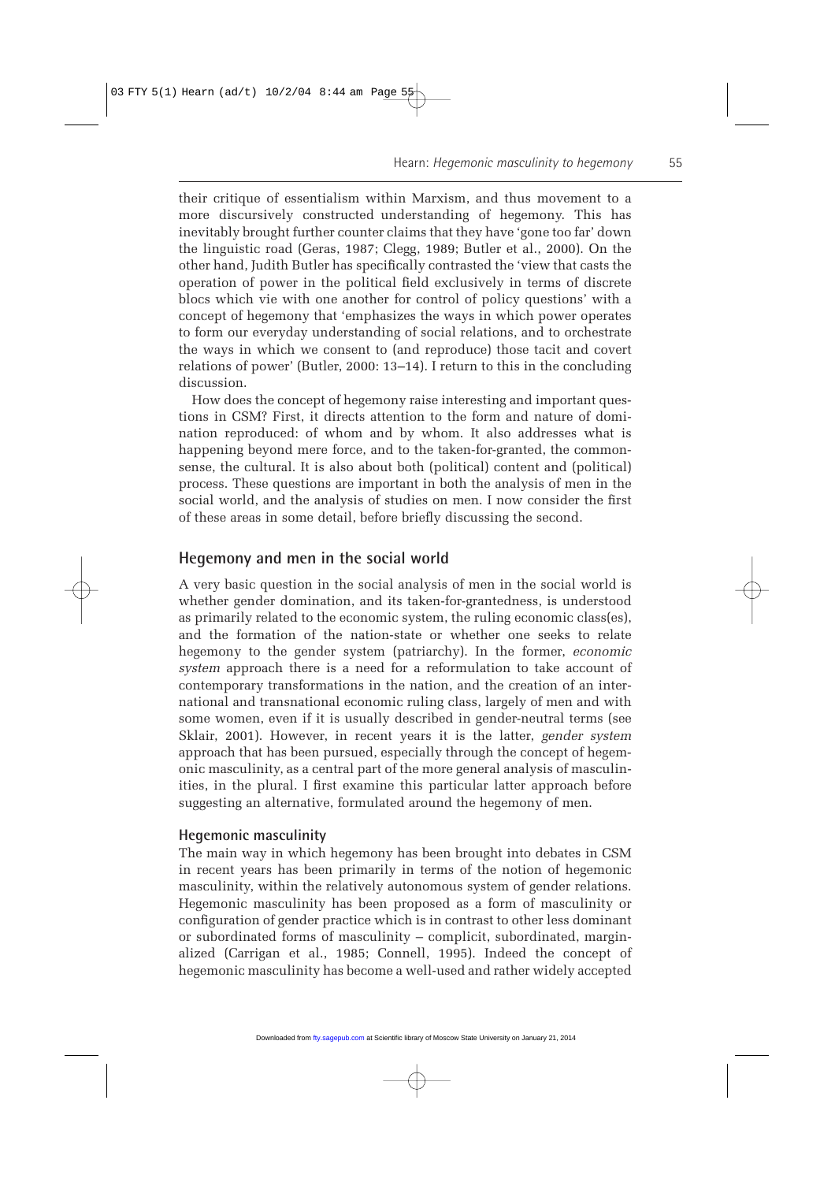their critique of essentialism within Marxism, and thus movement to a more discursively constructed understanding of hegemony. This has inevitably brought further counter claims that they have 'gone too far' down the linguistic road (Geras, 1987; Clegg, 1989; Butler et al., 2000). On the other hand, Judith Butler has specifically contrasted the 'view that casts the operation of power in the political field exclusively in terms of discrete blocs which vie with one another for control of policy questions' with a concept of hegemony that 'emphasizes the ways in which power operates to form our everyday understanding of social relations, and to orchestrate the ways in which we consent to (and reproduce) those tacit and covert relations of power' (Butler, 2000: 13–14). I return to this in the concluding discussion.

How does the concept of hegemony raise interesting and important questions in CSM? First, it directs attention to the form and nature of domination reproduced: of whom and by whom. It also addresses what is happening beyond mere force, and to the taken-for-granted, the commonsense, the cultural. It is also about both (political) content and (political) process. These questions are important in both the analysis of men in the social world, and the analysis of studies on men. I now consider the first of these areas in some detail, before briefly discussing the second.

## Hegemony and men in the social world

A very basic question in the social analysis of men in the social world is whether gender domination, and its taken-for-grantedness, is understood as primarily related to the economic system, the ruling economic class(es), and the formation of the nation-state or whether one seeks to relate hegemony to the gender system (patriarchy). In the former, *economic system* approach there is a need for a reformulation to take account of contemporary transformations in the nation, and the creation of an international and transnational economic ruling class, largely of men and with some women, even if it is usually described in gender-neutral terms (see Sklair, 2001). However, in recent years it is the latter, *gender system* approach that has been pursued, especially through the concept of hegemonic masculinity, as a central part of the more general analysis of masculinities, in the plural. I first examine this particular latter approach before suggesting an alternative, formulated around the hegemony of men.

### Hegemonic masculinity

The main way in which hegemony has been brought into debates in CSM in recent years has been primarily in terms of the notion of hegemonic masculinity, within the relatively autonomous system of gender relations. Hegemonic masculinity has been proposed as a form of masculinity or configuration of gender practice which is in contrast to other less dominant or subordinated forms of masculinity – complicit, subordinated, marginalized (Carrigan et al., 1985; Connell, 1995). Indeed the concept of hegemonic masculinity has become a well-used and rather widely accepted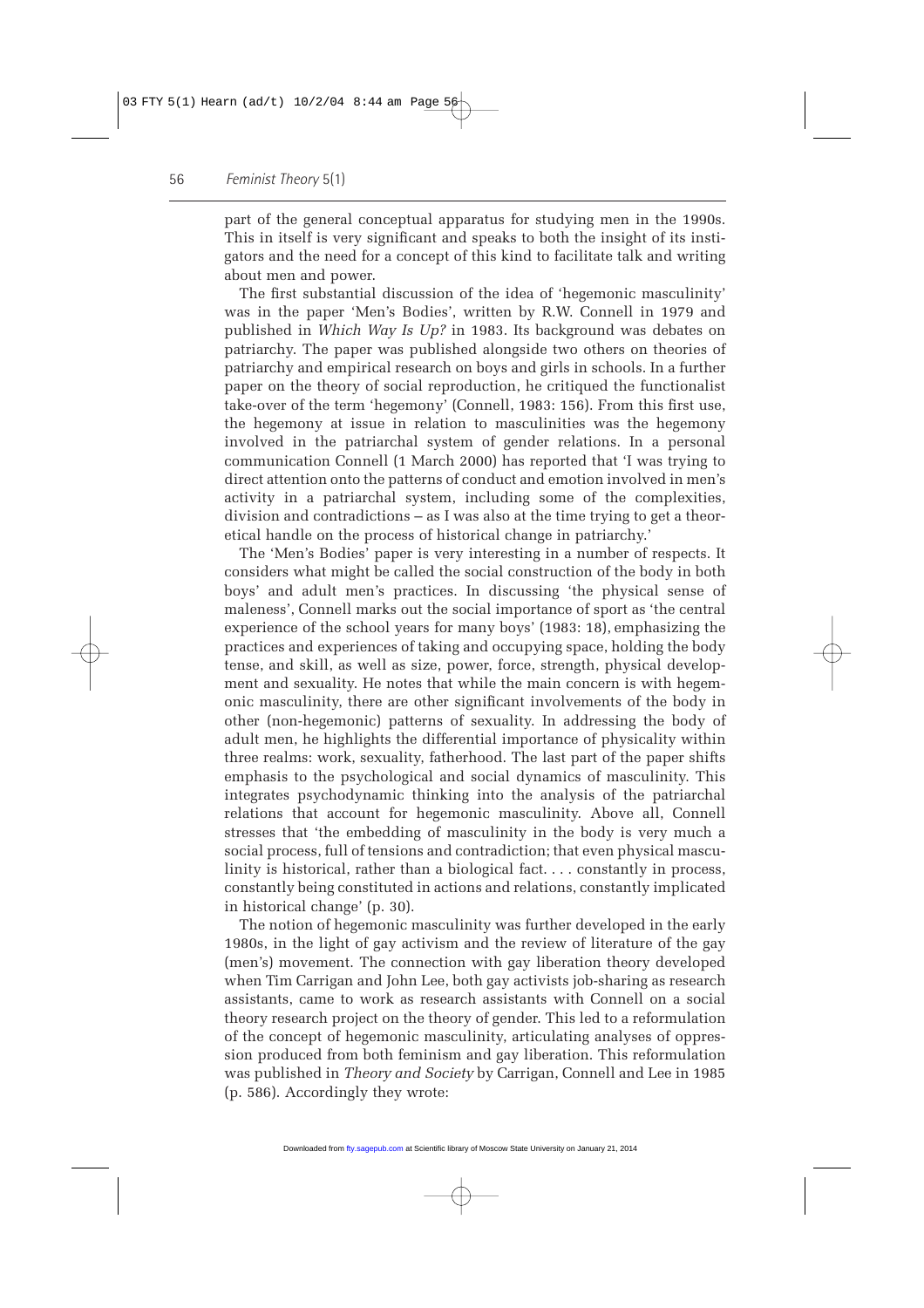part of the general conceptual apparatus for studying men in the 1990s. This in itself is very significant and speaks to both the insight of its instigators and the need for a concept of this kind to facilitate talk and writing about men and power.

The first substantial discussion of the idea of 'hegemonic masculinity' was in the paper 'Men's Bodies', written by R.W. Connell in 1979 and published in *Which Way Is Up?* in 1983. Its background was debates on patriarchy. The paper was published alongside two others on theories of patriarchy and empirical research on boys and girls in schools. In a further paper on the theory of social reproduction, he critiqued the functionalist take-over of the term 'hegemony' (Connell, 1983: 156). From this first use, the hegemony at issue in relation to masculinities was the hegemony involved in the patriarchal system of gender relations. In a personal communication Connell (1 March 2000) has reported that 'I was trying to direct attention onto the patterns of conduct and emotion involved in men's activity in a patriarchal system, including some of the complexities, division and contradictions – as I was also at the time trying to get a theoretical handle on the process of historical change in patriarchy.'

The 'Men's Bodies' paper is very interesting in a number of respects. It considers what might be called the social construction of the body in both boys' and adult men's practices. In discussing 'the physical sense of maleness', Connell marks out the social importance of sport as 'the central experience of the school years for many boys' (1983: 18), emphasizing the practices and experiences of taking and occupying space, holding the body tense, and skill, as well as size, power, force, strength, physical development and sexuality. He notes that while the main concern is with hegemonic masculinity, there are other significant involvements of the body in other (non-hegemonic) patterns of sexuality. In addressing the body of adult men, he highlights the differential importance of physicality within three realms: work, sexuality, fatherhood. The last part of the paper shifts emphasis to the psychological and social dynamics of masculinity. This integrates psychodynamic thinking into the analysis of the patriarchal relations that account for hegemonic masculinity. Above all, Connell stresses that 'the embedding of masculinity in the body is very much a social process, full of tensions and contradiction; that even physical masculinity is historical, rather than a biological fact. . . . constantly in process, constantly being constituted in actions and relations, constantly implicated in historical change' (p. 30).

The notion of hegemonic masculinity was further developed in the early 1980s, in the light of gay activism and the review of literature of the gay (men's) movement. The connection with gay liberation theory developed when Tim Carrigan and John Lee, both gay activists job-sharing as research assistants, came to work as research assistants with Connell on a social theory research project on the theory of gender. This led to a reformulation of the concept of hegemonic masculinity, articulating analyses of oppression produced from both feminism and gay liberation. This reformulation was published in *Theory and Society* by Carrigan, Connell and Lee in 1985 (p. 586). Accordingly they wrote: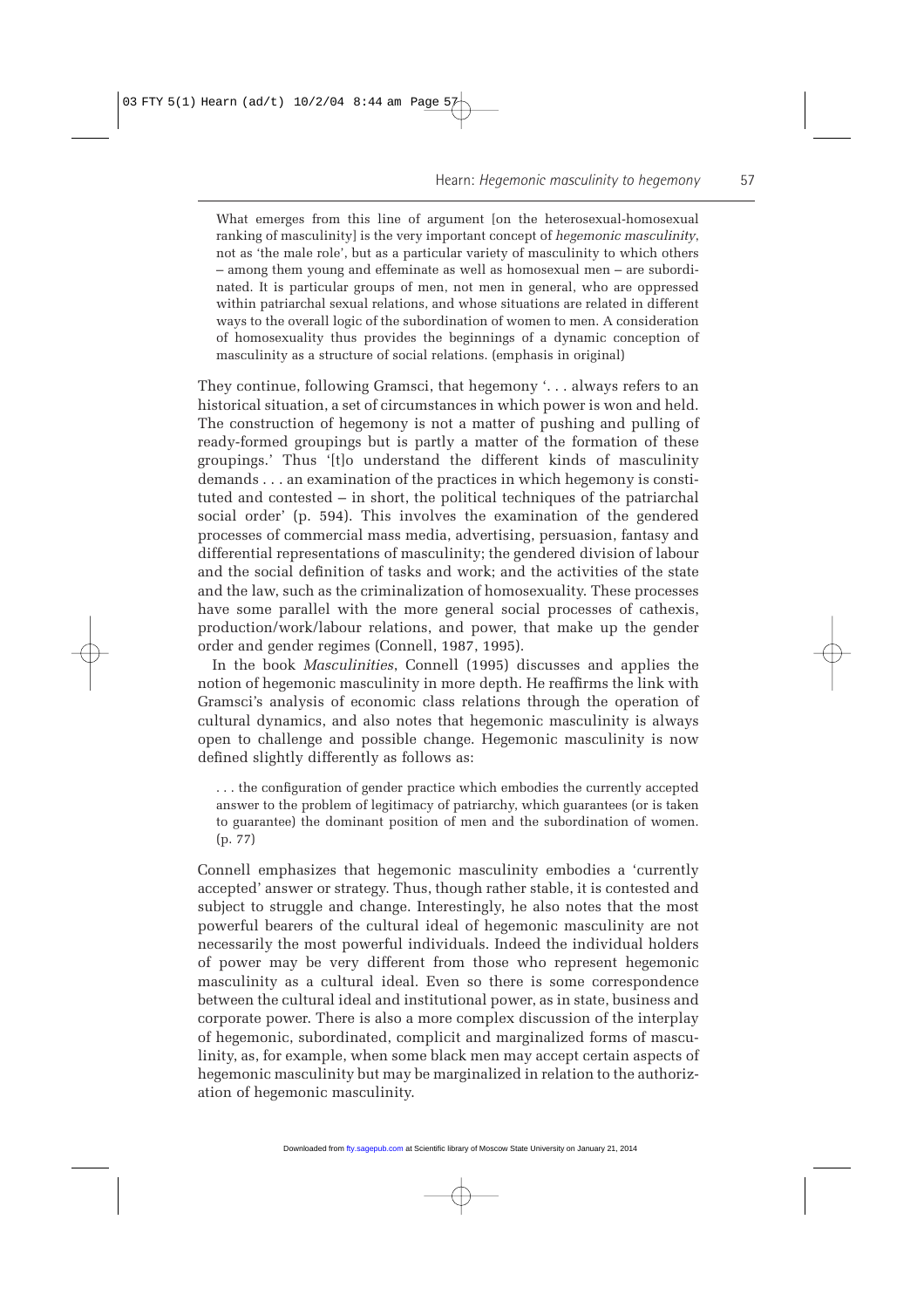> What emerges from this line of argument [on the heterosexual-homosexual ranking of masculinity] is the very important concept of *hegemonic masculinity*, not as 'the male role', but as a particular variety of masculinity to which others – among them young and effeminate as well as homosexual men – are subordinated. It is particular groups of men, not men in general, who are oppressed within patriarchal sexual relations, and whose situations are related in different ways to the overall logic of the subordination of women to men. A consideration of homosexuality thus provides the beginnings of a dynamic conception of masculinity as a structure of social relations. (emphasis in original)

They continue, following Gramsci, that hegemony '. . . always refers to an historical situation, a set of circumstances in which power is won and held. The construction of hegemony is not a matter of pushing and pulling of ready-formed groupings but is partly a matter of the formation of these groupings.' Thus '[t]o understand the different kinds of masculinity demands . . . an examination of the practices in which hegemony is constituted and contested – in short, the political techniques of the patriarchal social order' (p. 594). This involves the examination of the gendered processes of commercial mass media, advertising, persuasion, fantasy and differential representations of masculinity; the gendered division of labour and the social definition of tasks and work; and the activities of the state and the law, such as the criminalization of homosexuality. These processes have some parallel with the more general social processes of cathexis, production/work/labour relations, and power, that make up the gender order and gender regimes (Connell, 1987, 1995).

In the book *Masculinities*, Connell (1995) discusses and applies the notion of hegemonic masculinity in more depth. He reaffirms the link with Gramsci's analysis of economic class relations through the operation of cultural dynamics, and also notes that hegemonic masculinity is always open to challenge and possible change. Hegemonic masculinity is now defined slightly differently as follows as:

> . . . the configuration of gender practice which embodies the currently accepted answer to the problem of legitimacy of patriarchy, which guarantees (or is taken to guarantee) the dominant position of men and the subordination of women. (p. 77)

Connell emphasizes that hegemonic masculinity embodies a 'currently accepted' answer or strategy. Thus, though rather stable, it is contested and subject to struggle and change. Interestingly, he also notes that the most powerful bearers of the cultural ideal of hegemonic masculinity are not necessarily the most powerful individuals. Indeed the individual holders of power may be very different from those who represent hegemonic masculinity as a cultural ideal. Even so there is some correspondence between the cultural ideal and institutional power, as in state, business and corporate power. There is also a more complex discussion of the interplay of hegemonic, subordinated, complicit and marginalized forms of masculinity, as, for example, when some black men may accept certain aspects of hegemonic masculinity but may be marginalized in relation to the authorization of hegemonic masculinity.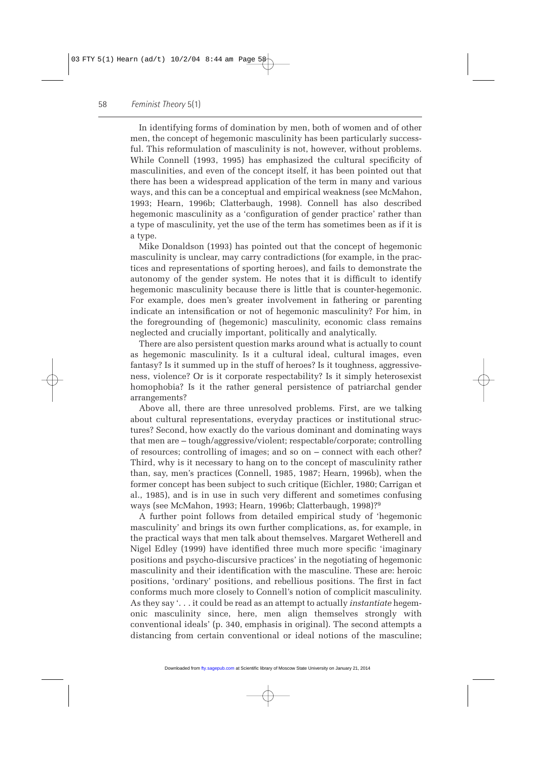In identifying forms of domination by men, both of women and of other men, the concept of hegemonic masculinity has been particularly successful. This reformulation of masculinity is not, however, without problems. While Connell (1993, 1995) has emphasized the cultural specificity of masculinities, and even of the concept itself, it has been pointed out that there has been a widespread application of the term in many and various ways, and this can be a conceptual and empirical weakness (see McMahon, 1993; Hearn, 1996b; Clatterbaugh, 1998). Connell has also described hegemonic masculinity as a 'configuration of gender practice' rather than a type of masculinity, yet the use of the term has sometimes been as if it is a type.

Mike Donaldson (1993) has pointed out that the concept of hegemonic masculinity is unclear, may carry contradictions (for example, in the practices and representations of sporting heroes), and fails to demonstrate the autonomy of the gender system. He notes that it is difficult to identify hegemonic masculinity because there is little that is counter-hegemonic. For example, does men's greater involvement in fathering or parenting indicate an intensification or not of hegemonic masculinity? For him, in the foregrounding of (hegemonic) masculinity, economic class remains neglected and crucially important, politically and analytically.

There are also persistent question marks around what is actually to count as hegemonic masculinity. Is it a cultural ideal, cultural images, even fantasy? Is it summed up in the stuff of heroes? Is it toughness, aggressiveness, violence? Or is it corporate respectability? Is it simply heterosexist homophobia? Is it the rather general persistence of patriarchal gender arrangements?

Above all, there are three unresolved problems. First, are we talking about cultural representations, everyday practices or institutional structures? Second, how exactly do the various dominant and dominating ways that men are – tough/aggressive/violent; respectable/corporate; controlling of resources; controlling of images; and so on – connect with each other? Third, why is it necessary to hang on to the concept of masculinity rather than, say, men's practices (Connell, 1985, 1987; Hearn, 1996b), when the former concept has been subject to such critique (Eichler, 1980; Carrigan et al., 1985), and is in use in such very different and sometimes confusing ways (see McMahon, 1993; Hearn, 1996b; Clatterbaugh, 1998)?[9]

A further point follows from detailed empirical study of 'hegemonic masculinity' and brings its own further complications, as, for example, in the practical ways that men talk about themselves. Margaret Wetherell and Nigel Edley (1999) have identified three much more specific 'imaginary positions and psycho-discursive practices' in the negotiating of hegemonic masculinity and their identification with the masculine. These are: heroic positions, 'ordinary' positions, and rebellious positions. The first in fact conforms much more closely to Connell's notion of complicit masculinity. As they say '. . . it could be read as an attempt to actually *instantiate* hegemonic masculinity since, here, men align themselves strongly with conventional ideals' (p. 340, emphasis in original). The second attempts a distancing from certain conventional or ideal notions of the masculine;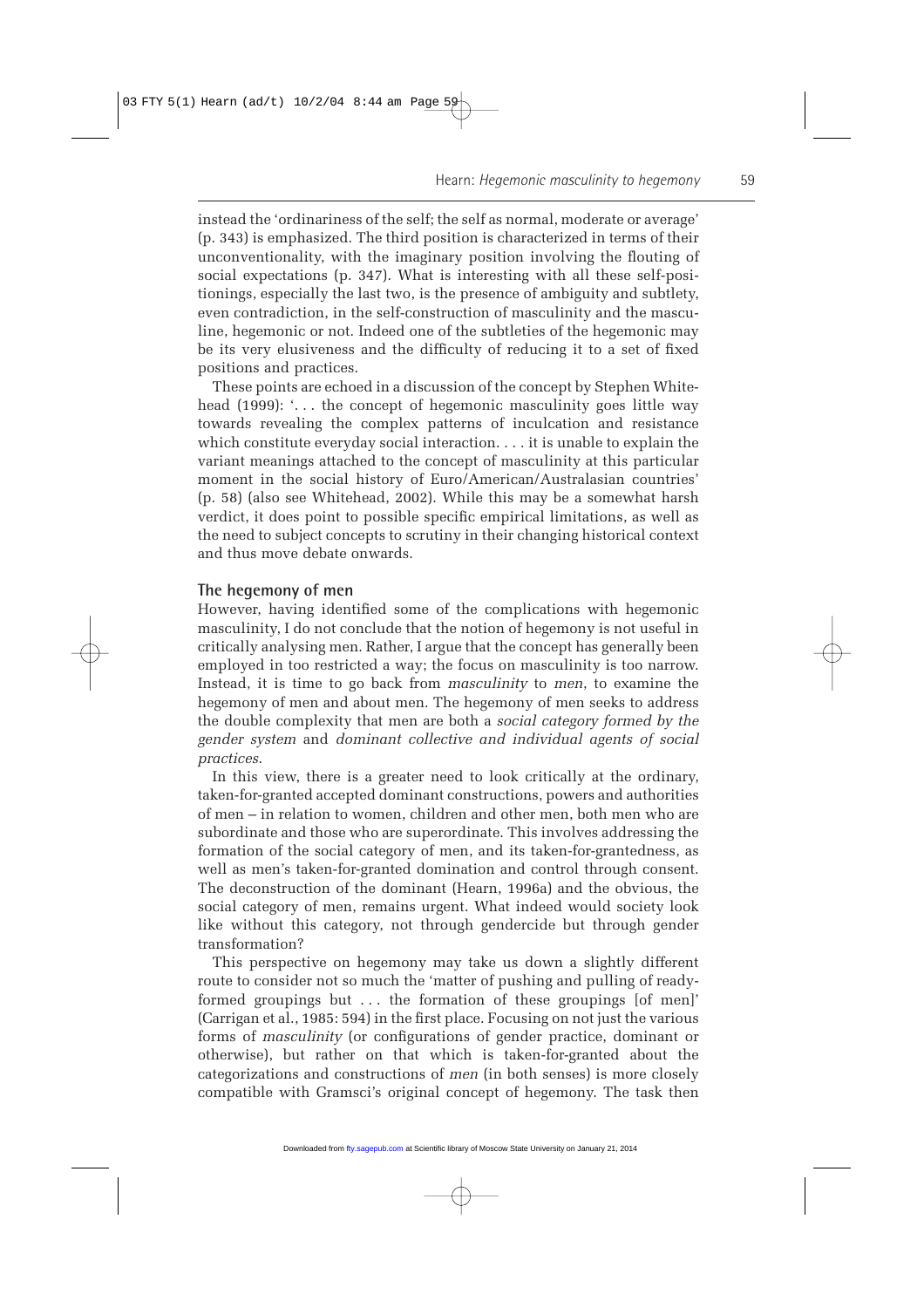instead the 'ordinariness of the self; the self as normal, moderate or average' (p. 343) is emphasized. The third position is characterized in terms of their unconventionality, with the imaginary position involving the flouting of social expectations (p. 347). What is interesting with all these self-positionings, especially the last two, is the presence of ambiguity and subtlety, even contradiction, in the self-construction of masculinity and the masculine, hegemonic or not. Indeed one of the subtleties of the hegemonic may be its very elusiveness and the difficulty of reducing it to a set of fixed positions and practices.

These points are echoed in a discussion of the concept by Stephen Whitehead (1999): '. . . the concept of hegemonic masculinity goes little way towards revealing the complex patterns of inculcation and resistance which constitute everyday social interaction. . . . it is unable to explain the variant meanings attached to the concept of masculinity at this particular moment in the social history of Euro/American/Australasian countries' (p. 58) (also see Whitehead, 2002). While this may be a somewhat harsh verdict, it does point to possible specific empirical limitations, as well as the need to subject concepts to scrutiny in their changing historical context and thus move debate onwards.

### The hegemony of men

However, having identified some of the complications with hegemonic masculinity, I do not conclude that the notion of hegemony is not useful in critically analysing men. Rather, I argue that the concept has generally been employed in too restricted a way; the focus on masculinity is too narrow. Instead, it is time to go back from *masculinity* to *men*, to examine the hegemony of men and about men. The hegemony of men seeks to address the double complexity that men are both a *social category formed by the gender system* and *dominant collective and individual agents of social practices*.

In this view, there is a greater need to look critically at the ordinary, taken-for-granted accepted dominant constructions, powers and authorities of men – in relation to women, children and other men, both men who are subordinate and those who are superordinate. This involves addressing the formation of the social category of men, and its taken-for-grantedness, as well as men's taken-for-granted domination and control through consent. The deconstruction of the dominant (Hearn, 1996a) and the obvious, the social category of men, remains urgent. What indeed would society look like without this category, not through gendercide but through gender transformation?

This perspective on hegemony may take us down a slightly different route to consider not so much the 'matter of pushing and pulling of ready-formed groupings but . . . the formation of these groupings [of men]' (Carrigan et al., 1985: 594) in the first place. Focusing on not just the various forms of *masculinity* (or configurations of gender practice, dominant or otherwise), but rather on that which is taken-for-granted about the categorizations and constructions of *men* (in both senses) is more closely compatible with Gramsci's original concept of hegemony. The task then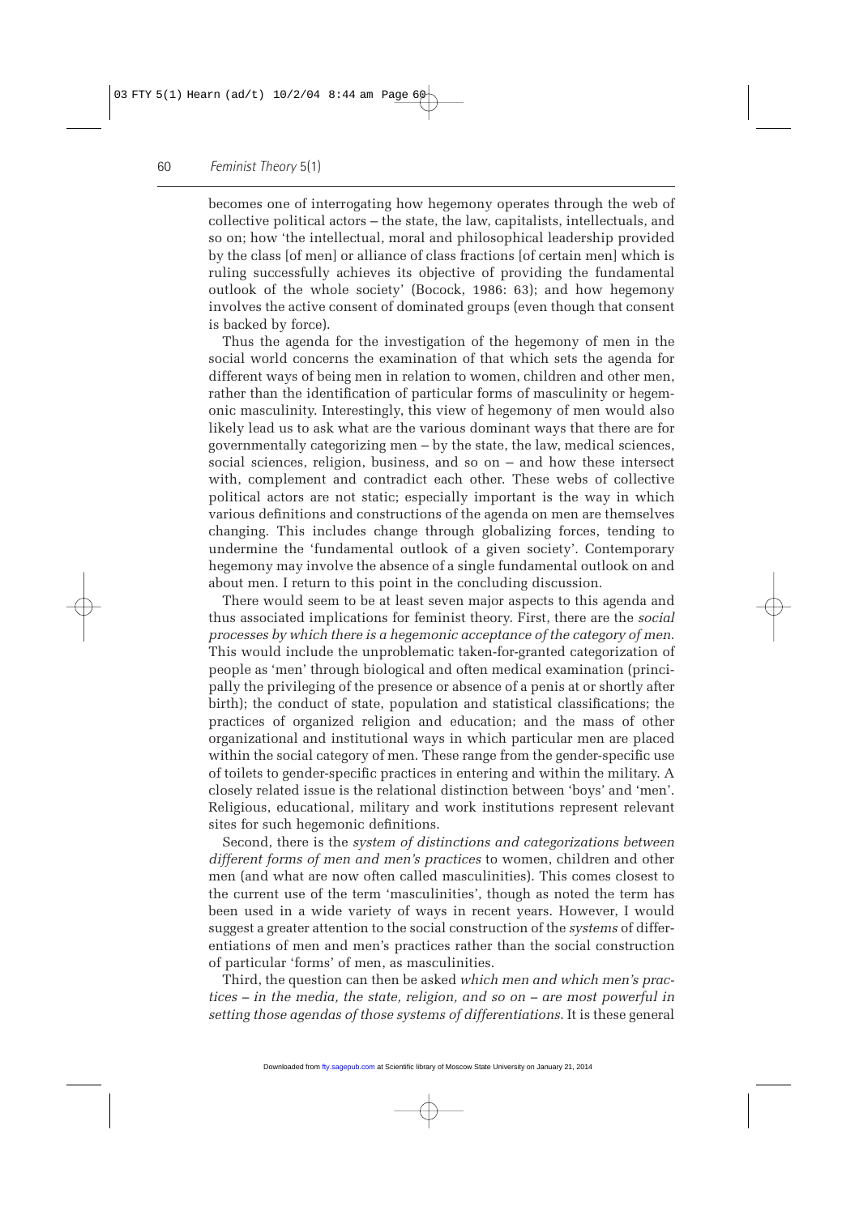becomes one of interrogating how hegemony operates through the web of collective political actors – the state, the law, capitalists, intellectuals, and so on; how 'the intellectual, moral and philosophical leadership provided by the class [of men] or alliance of class fractions [of certain men] which is ruling successfully achieves its objective of providing the fundamental outlook of the whole society' (Bocock, 1986: 63); and how hegemony involves the active consent of dominated groups (even though that consent is backed by force).

Thus the agenda for the investigation of the hegemony of men in the social world concerns the examination of that which sets the agenda for different ways of being men in relation to women, children and other men, rather than the identification of particular forms of masculinity or hegemonic masculinity. Interestingly, this view of hegemony of men would also likely lead us to ask what are the various dominant ways that there are for governmentally categorizing men – by the state, the law, medical sciences, social sciences, religion, business, and so on – and how these intersect with, complement and contradict each other. These webs of collective political actors are not static; especially important is the way in which various definitions and constructions of the agenda on men are themselves changing. This includes change through globalizing forces, tending to undermine the 'fundamental outlook of a given society'. Contemporary hegemony may involve the absence of a single fundamental outlook on and about men. I return to this point in the concluding discussion.

There would seem to be at least seven major aspects to this agenda and thus associated implications for feminist theory. First, there are the *social processes by which there is a hegemonic acceptance of the category of men*. This would include the unproblematic taken-for-granted categorization of people as 'men' through biological and often medical examination (principally the privileging of the presence or absence of a penis at or shortly after birth); the conduct of state, population and statistical classifications; the practices of organized religion and education; and the mass of other organizational and institutional ways in which particular men are placed within the social category of men. These range from the gender-specific use of toilets to gender-specific practices in entering and within the military. A closely related issue is the relational distinction between 'boys' and 'men'. Religious, educational, military and work institutions represent relevant sites for such hegemonic definitions.

Second, there is the *system of distinctions and categorizations between different forms of men and men's practices* to women, children and other men (and what are now often called masculinities). This comes closest to the current use of the term 'masculinities', though as noted the term has been used in a wide variety of ways in recent years. However, I would suggest a greater attention to the social construction of the *systems* of differentiations of men and men's practices rather than the social construction of particular 'forms' of men, as masculinities.

Third, the question can then be asked *which men and which men's practices – in the media, the state, religion, and so on – are most powerful in setting those agendas of those systems of differentiations*. It is these general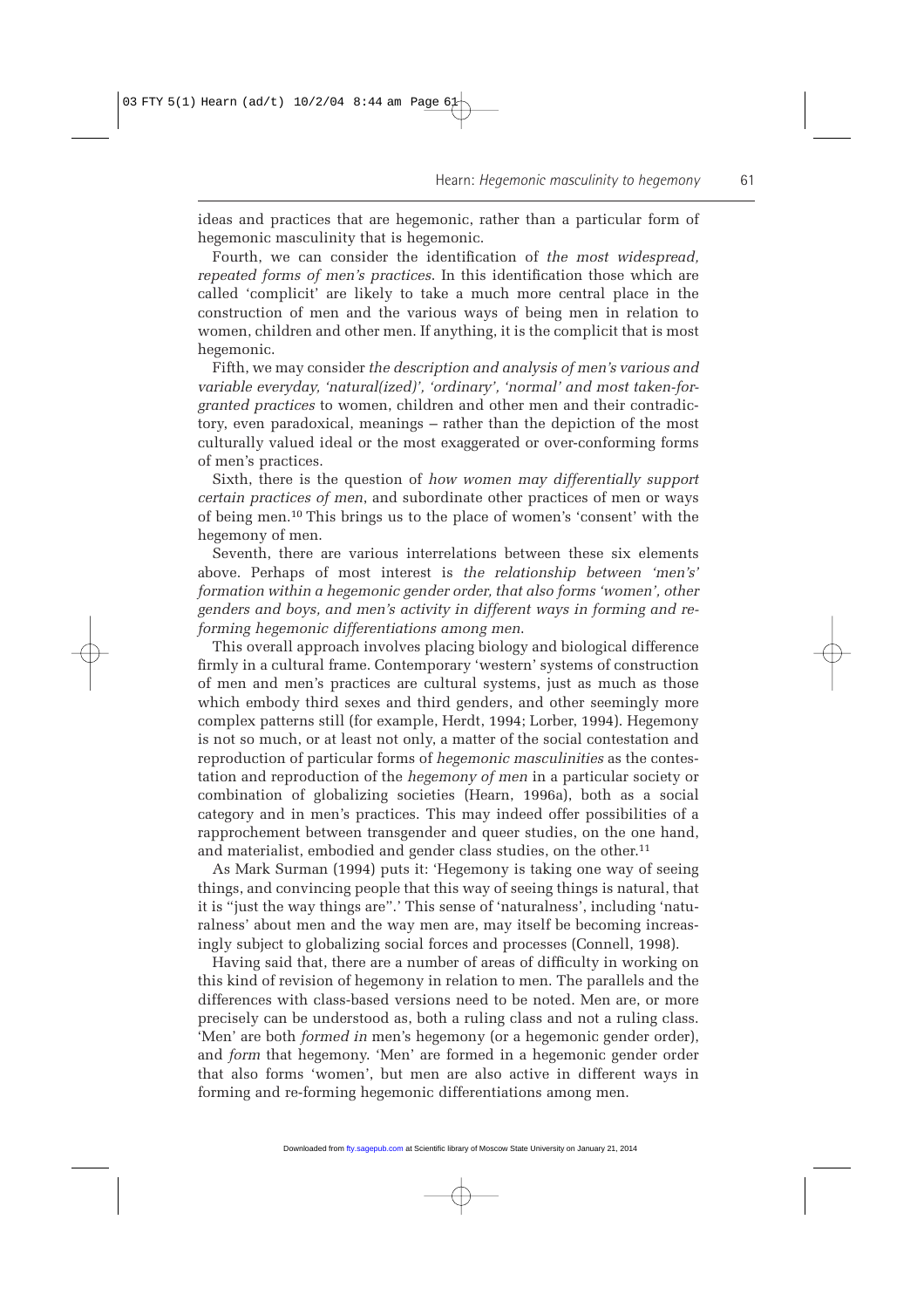ideas and practices that are hegemonic, rather than a particular form of hegemonic masculinity that is hegemonic.

Fourth, we can consider the identification of *the most widespread, repeated forms of men's practices*. In this identification those which are called 'complicit' are likely to take a much more central place in the construction of men and the various ways of being men in relation to women, children and other men. If anything, it is the complicit that is most hegemonic.

Fifth, we may consider *the description and analysis of men's various and variable everyday, 'natural(ized)', 'ordinary', 'normal' and most taken-for-granted practices* to women, children and other men and their contradictory, even paradoxical, meanings – rather than the depiction of the most culturally valued ideal or the most exaggerated or over-conforming forms of men's practices.

Sixth, there is the question of *how women may differentially support certain practices of men*, and subordinate other practices of men or ways of being men.[10] This brings us to the place of women's 'consent' with the hegemony of men.

Seventh, there are various interrelations between these six elements above. Perhaps of most interest is *the relationship between 'men's' formation within a hegemonic gender order, that also forms 'women', other genders and boys, and men's activity in different ways in forming and re-forming hegemonic differentiations among men*.

This overall approach involves placing biology and biological difference firmly in a cultural frame. Contemporary 'western' systems of construction of men and men's practices are cultural systems, just as much as those which embody third sexes and third genders, and other seemingly more complex patterns still (for example, Herdt, 1994; Lorber, 1994). Hegemony is not so much, or at least not only, a matter of the social contestation and reproduction of particular forms of *hegemonic masculinities* as the contestation and reproduction of the *hegemony of men* in a particular society or combination of globalizing societies (Hearn, 1996a), both as a social category and in men's practices. This may indeed offer possibilities of a rapprochement between transgender and queer studies, on the one hand, and materialist, embodied and gender class studies, on the other.[11]

As Mark Surman (1994) puts it: 'Hegemony is taking one way of seeing things, and convincing people that this way of seeing things is natural, that it is "just the way things are".' This sense of 'naturalness', including 'naturalness' about men and the way men are, may itself be becoming increasingly subject to globalizing social forces and processes (Connell, 1998).

Having said that, there are a number of areas of difficulty in working on this kind of revision of hegemony in relation to men. The parallels and the differences with class-based versions need to be noted. Men are, or more precisely can be understood as, both a ruling class and not a ruling class. 'Men' are both *formed in* men's hegemony (or a hegemonic gender order), and *form* that hegemony. 'Men' are formed in a hegemonic gender order that also forms 'women', but men are also active in different ways in forming and re-forming hegemonic differentiations among men.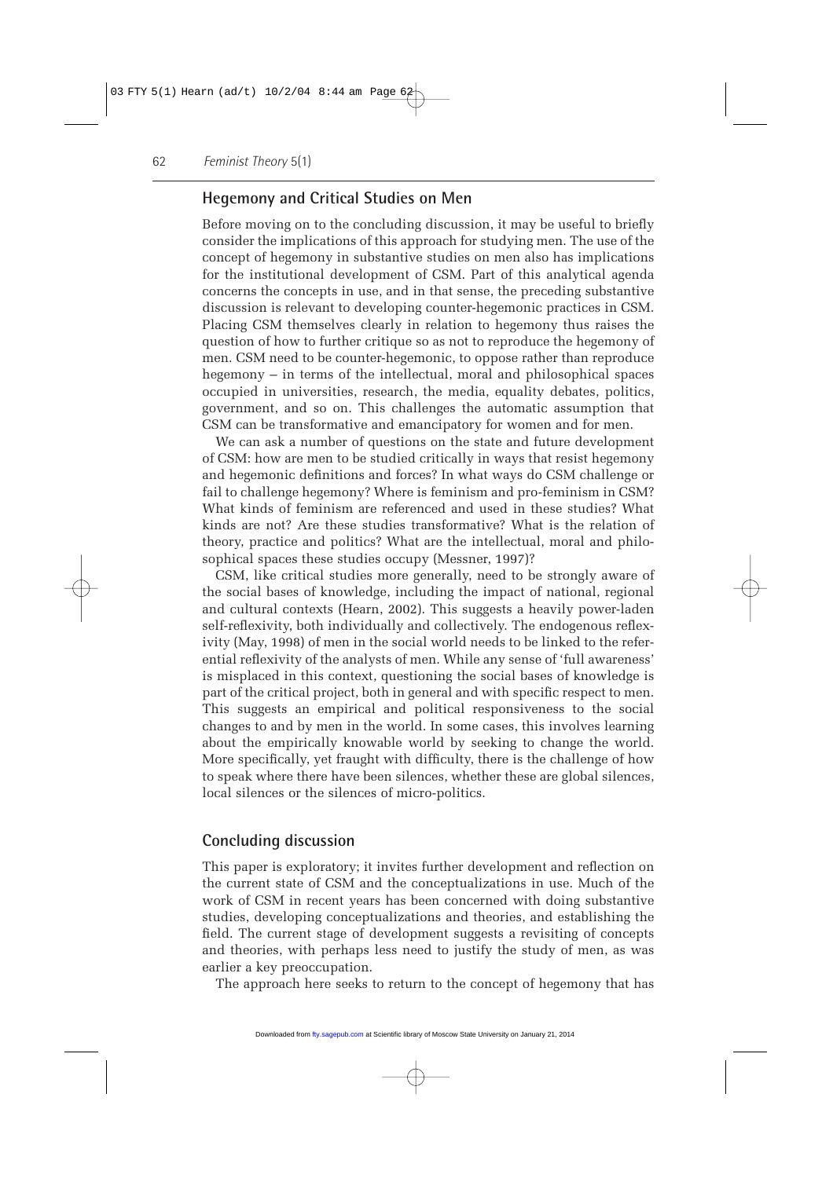## Hegemony and Critical Studies on Men

Before moving on to the concluding discussion, it may be useful to briefly consider the implications of this approach for studying men. The use of the concept of hegemony in substantive studies on men also has implications for the institutional development of CSM. Part of this analytical agenda concerns the concepts in use, and in that sense, the preceding substantive discussion is relevant to developing counter-hegemonic practices in CSM. Placing CSM themselves clearly in relation to hegemony thus raises the question of how to further critique so as not to reproduce the hegemony of men. CSM need to be counter-hegemonic, to oppose rather than reproduce hegemony – in terms of the intellectual, moral and philosophical spaces occupied in universities, research, the media, equality debates, politics, government, and so on. This challenges the automatic assumption that CSM can be transformative and emancipatory for women and for men.

We can ask a number of questions on the state and future development of CSM: how are men to be studied critically in ways that resist hegemony and hegemonic definitions and forces? In what ways do CSM challenge or fail to challenge hegemony? Where is feminism and pro-feminism in CSM? What kinds of feminism are referenced and used in these studies? What kinds are not? Are these studies transformative? What is the relation of theory, practice and politics? What are the intellectual, moral and philosophical spaces these studies occupy (Messner, 1997)?

CSM, like critical studies more generally, need to be strongly aware of the social bases of knowledge, including the impact of national, regional and cultural contexts (Hearn, 2002). This suggests a heavily power-laden self-reflexivity, both individually and collectively. The endogenous reflexivity (May, 1998) of men in the social world needs to be linked to the referential reflexivity of the analysts of men. While any sense of 'full awareness' is misplaced in this context, questioning the social bases of knowledge is part of the critical project, both in general and with specific respect to men. This suggests an empirical and political responsiveness to the social changes to and by men in the world. In some cases, this involves learning about the empirically knowable world by seeking to change the world. More specifically, yet fraught with difficulty, there is the challenge of how to speak where there have been silences, whether these are global silences, local silences or the silences of micro-politics.

## Concluding discussion

This paper is exploratory; it invites further development and reflection on the current state of CSM and the conceptualizations in use. Much of the work of CSM in recent years has been concerned with doing substantive studies, developing conceptualizations and theories, and establishing the field. The current stage of development suggests a revisiting of concepts and theories, with perhaps less need to justify the study of men, as was earlier a key preoccupation.

The approach here seeks to return to the concept of hegemony that has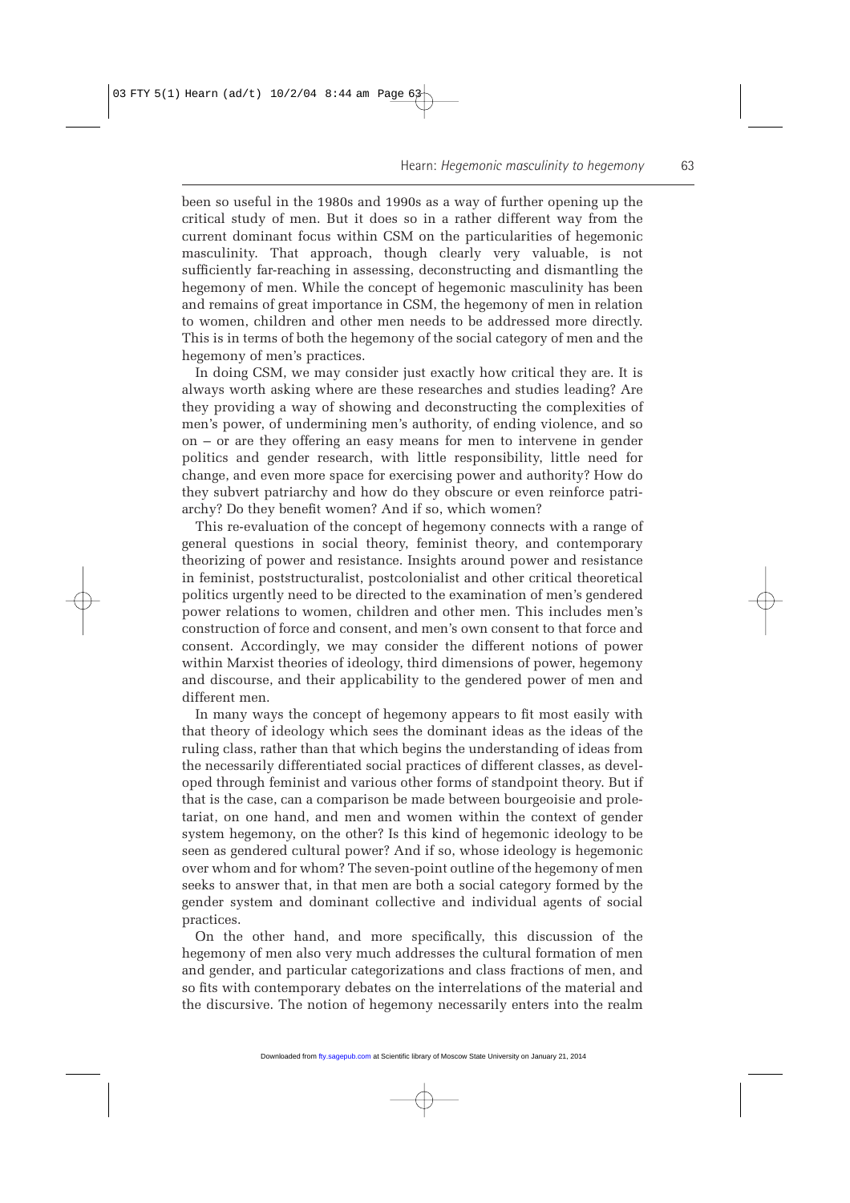been so useful in the 1980s and 1990s as a way of further opening up the critical study of men. But it does so in a rather different way from the current dominant focus within CSM on the particularities of hegemonic masculinity. That approach, though clearly very valuable, is not sufficiently far-reaching in assessing, deconstructing and dismantling the hegemony of men. While the concept of hegemonic masculinity has been and remains of great importance in CSM, the hegemony of men in relation to women, children and other men needs to be addressed more directly. This is in terms of both the hegemony of the social category of men and the hegemony of men's practices.

In doing CSM, we may consider just exactly how critical they are. It is always worth asking where are these researches and studies leading? Are they providing a way of showing and deconstructing the complexities of men's power, of undermining men's authority, of ending violence, and so on – or are they offering an easy means for men to intervene in gender politics and gender research, with little responsibility, little need for change, and even more space for exercising power and authority? How do they subvert patriarchy and how do they obscure or even reinforce patriarchy? Do they benefit women? And if so, which women?

This re-evaluation of the concept of hegemony connects with a range of general questions in social theory, feminist theory, and contemporary theorizing of power and resistance. Insights around power and resistance in feminist, poststructuralist, postcolonialist and other critical theoretical politics urgently need to be directed to the examination of men's gendered power relations to women, children and other men. This includes men's construction of force and consent, and men's own consent to that force and consent. Accordingly, we may consider the different notions of power within Marxist theories of ideology, third dimensions of power, hegemony and discourse, and their applicability to the gendered power of men and different men.

In many ways the concept of hegemony appears to fit most easily with that theory of ideology which sees the dominant ideas as the ideas of the ruling class, rather than that which begins the understanding of ideas from the necessarily differentiated social practices of different classes, as developed through feminist and various other forms of standpoint theory. But if that is the case, can a comparison be made between bourgeoisie and proletariat, on one hand, and men and women within the context of gender system hegemony, on the other? Is this kind of hegemonic ideology to be seen as gendered cultural power? And if so, whose ideology is hegemonic over whom and for whom? The seven-point outline of the hegemony of men seeks to answer that, in that men are both a social category formed by the gender system and dominant collective and individual agents of social practices.

On the other hand, and more specifically, this discussion of the hegemony of men also very much addresses the cultural formation of men and gender, and particular categorizations and class fractions of men, and so fits with contemporary debates on the interrelations of the material and the discursive. The notion of hegemony necessarily enters into the realm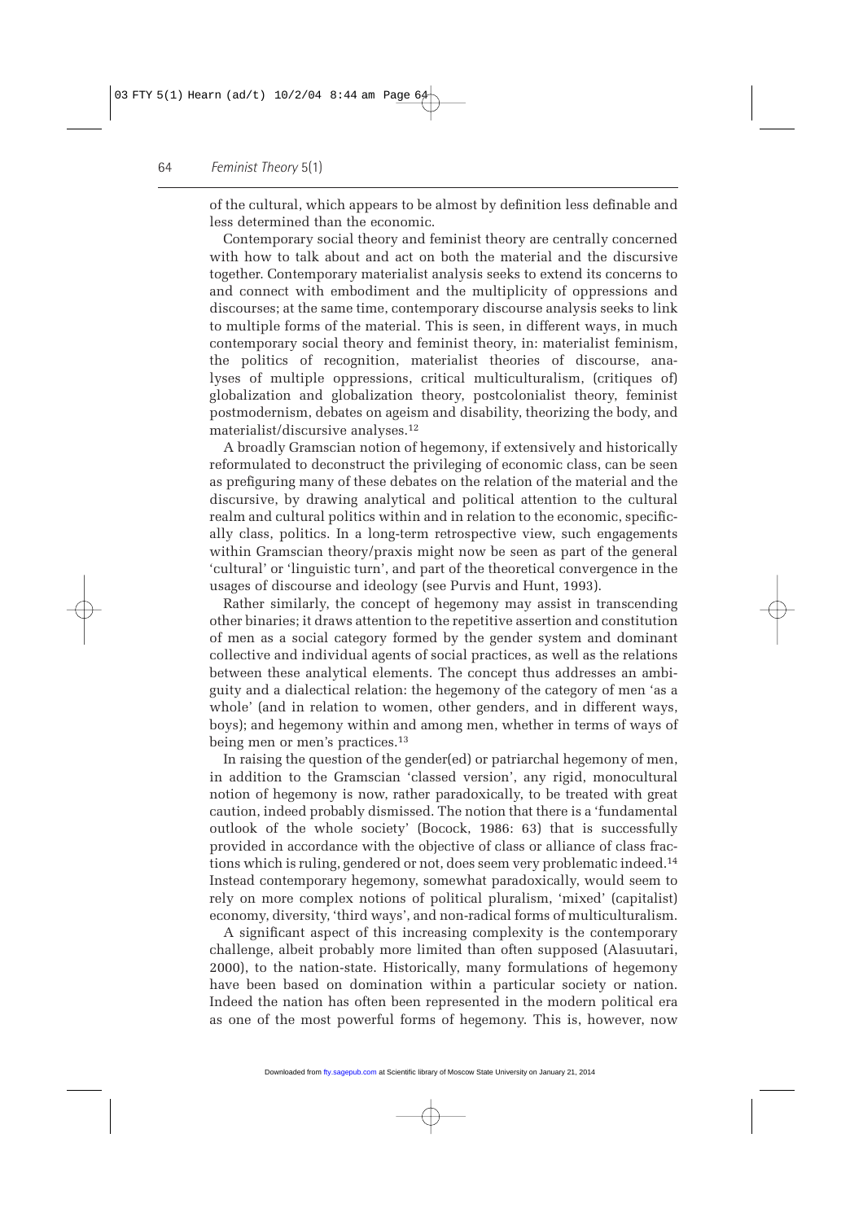of the cultural, which appears to be almost by definition less definable and less determined than the economic.

Contemporary social theory and feminist theory are centrally concerned with how to talk about and act on both the material and the discursive together. Contemporary materialist analysis seeks to extend its concerns to and connect with embodiment and the multiplicity of oppressions and discourses; at the same time, contemporary discourse analysis seeks to link to multiple forms of the material. This is seen, in different ways, in much contemporary social theory and feminist theory, in: materialist feminism, the politics of recognition, materialist theories of discourse, analyses of multiple oppressions, critical multiculturalism, (critiques of) globalization and globalization theory, postcolonialist theory, feminist postmodernism, debates on ageism and disability, theorizing the body, and materialist/discursive analyses.[12]

A broadly Gramscian notion of hegemony, if extensively and historically reformulated to deconstruct the privileging of economic class, can be seen as prefiguring many of these debates on the relation of the material and the discursive, by drawing analytical and political attention to the cultural realm and cultural politics within and in relation to the economic, specifically class, politics. In a long-term retrospective view, such engagements within Gramscian theory/praxis might now be seen as part of the general 'cultural' or 'linguistic turn', and part of the theoretical convergence in the usages of discourse and ideology (see Purvis and Hunt, 1993).

Rather similarly, the concept of hegemony may assist in transcending other binaries; it draws attention to the repetitive assertion and constitution of men as a social category formed by the gender system and dominant collective and individual agents of social practices, as well as the relations between these analytical elements. The concept thus addresses an ambiguity and a dialectical relation: the hegemony of the category of men 'as a whole' (and in relation to women, other genders, and in different ways, boys); and hegemony within and among men, whether in terms of ways of being men or men's practices.[13]

In raising the question of the gender(ed) or patriarchal hegemony of men, in addition to the Gramscian 'classed version', any rigid, monocultural notion of hegemony is now, rather paradoxically, to be treated with great caution, indeed probably dismissed. The notion that there is a 'fundamental outlook of the whole society' (Bocock, 1986: 63) that is successfully provided in accordance with the objective of class or alliance of class fractions which is ruling, gendered or not, does seem very problematic indeed.[14] Instead contemporary hegemony, somewhat paradoxically, would seem to rely on more complex notions of political pluralism, 'mixed' (capitalist) economy, diversity, 'third ways', and non-radical forms of multiculturalism.

A significant aspect of this increasing complexity is the contemporary challenge, albeit probably more limited than often supposed (Alasuutari, 2000), to the nation-state. Historically, many formulations of hegemony have been based on domination within a particular society or nation. Indeed the nation has often been represented in the modern political era as one of the most powerful forms of hegemony. This is, however, now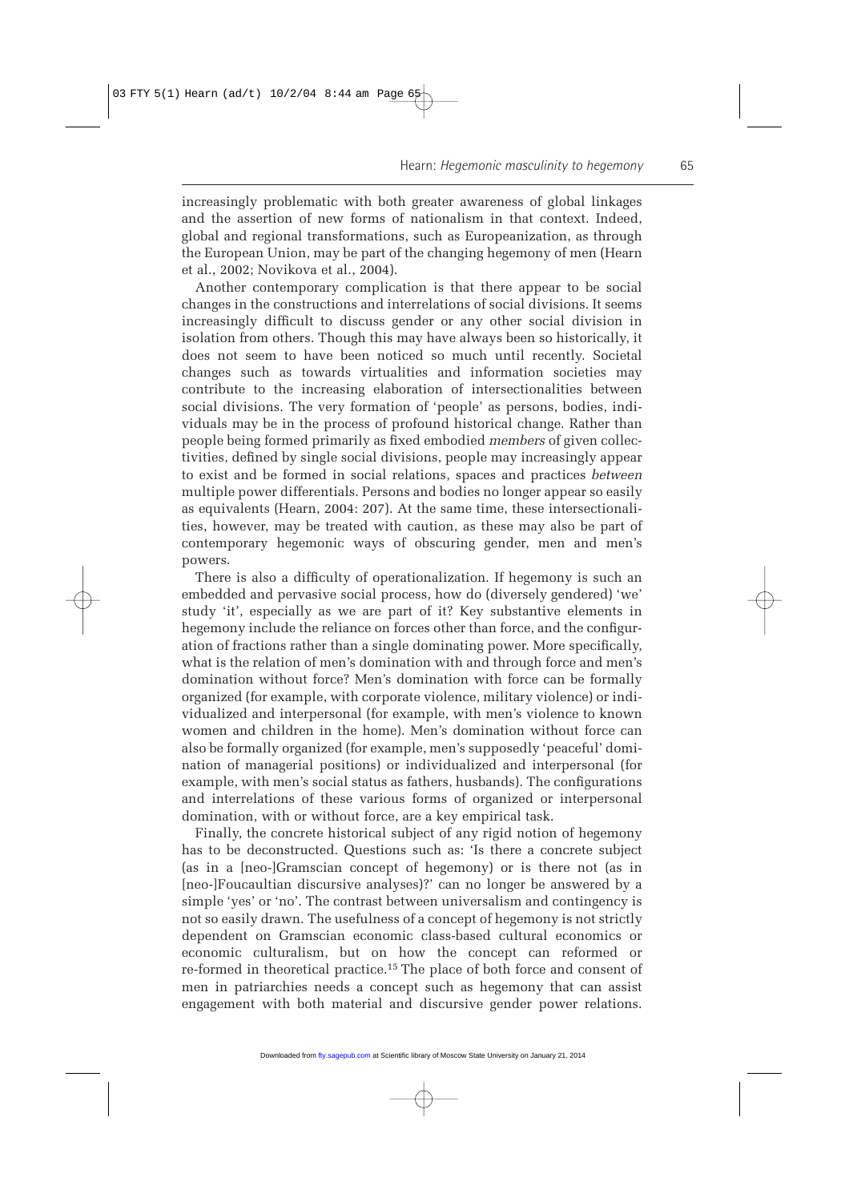increasingly problematic with both greater awareness of global linkages and the assertion of new forms of nationalism in that context. Indeed, global and regional transformations, such as Europeanization, as through the European Union, may be part of the changing hegemony of men (Hearn et al., 2002; Novikova et al., 2004).

Another contemporary complication is that there appear to be social changes in the constructions and interrelations of social divisions. It seems increasingly difficult to discuss gender or any other social division in isolation from others. Though this may have always been so historically, it does not seem to have been noticed so much until recently. Societal changes such as towards virtualities and information societies may contribute to the increasing elaboration of intersectionalities between social divisions. The very formation of 'people' as persons, bodies, individuals may be in the process of profound historical change. Rather than people being formed primarily as fixed embodied *members* of given collectivities, defined by single social divisions, people may increasingly appear to exist and be formed in social relations, spaces and practices *between* multiple power differentials. Persons and bodies no longer appear so easily as equivalents (Hearn, 2004: 207). At the same time, these intersectionalities, however, may be treated with caution, as these may also be part of contemporary hegemonic ways of obscuring gender, men and men's powers.

There is also a difficulty of operationalization. If hegemony is such an embedded and pervasive social process, how do (diversely gendered) 'we' study 'it', especially as we are part of it? Key substantive elements in hegemony include the reliance on forces other than force, and the configuration of fractions rather than a single dominating power. More specifically, what is the relation of men's domination with and through force and men's domination without force? Men's domination with force can be formally organized (for example, with corporate violence, military violence) or individualized and interpersonal (for example, with men's violence to known women and children in the home). Men's domination without force can also be formally organized (for example, men's supposedly 'peaceful' domination of managerial positions) or individualized and interpersonal (for example, with men's social status as fathers, husbands). The configurations and interrelations of these various forms of organized or interpersonal domination, with or without force, are a key empirical task.

Finally, the concrete historical subject of any rigid notion of hegemony has to be deconstructed. Questions such as: 'Is there a concrete subject (as in a [neo-]Gramscian concept of hegemony) or is there not (as in [neo-]Foucaultian discursive analyses)?' can no longer be answered by a simple 'yes' or 'no'. The contrast between universalism and contingency is not so easily drawn. The usefulness of a concept of hegemony is not strictly dependent on Gramscian economic class-based cultural economics or economic culturalism, but on how the concept can reformed or re-formed in theoretical practice.[15] The place of both force and consent of men in patriarchies needs a concept such as hegemony that can assist engagement with both material and discursive gender power relations.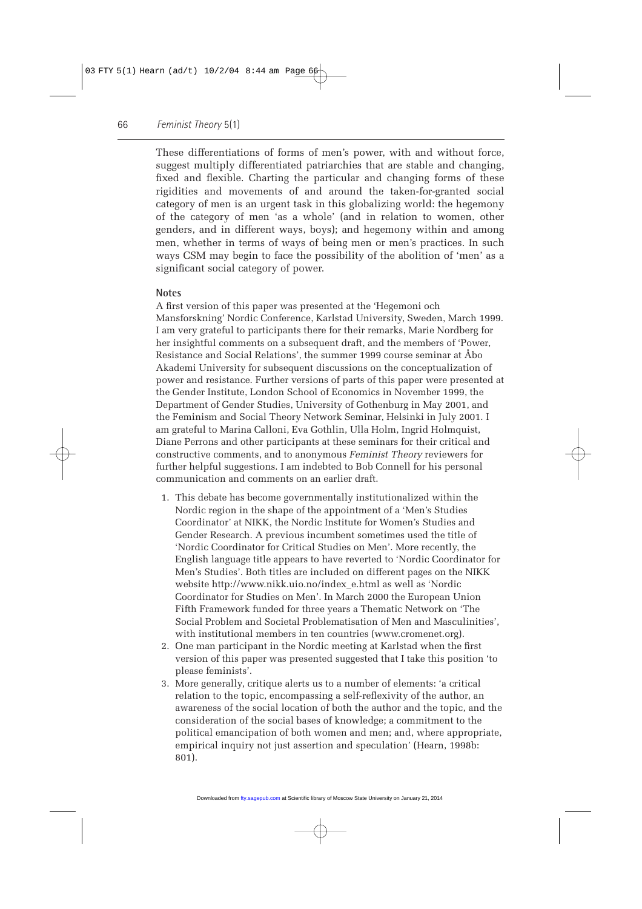These differentiations of forms of men's power, with and without force, suggest multiply differentiated patriarchies that are stable and changing, fixed and flexible. Charting the particular and changing forms of these rigidities and movements of and around the taken-for-granted social category of men is an urgent task in this globalizing world: the hegemony of the category of men 'as a whole' (and in relation to women, other genders, and in different ways, boys); and hegemony within and among men, whether in terms of ways of being men or men's practices. In such ways CSM may begin to face the possibility of the abolition of 'men' as a significant social category of power.

## Notes

A first version of this paper was presented at the 'Hegemoni och Mansforskning' Nordic Conference, Karlstad University, Sweden, March 1999. I am very grateful to participants there for their remarks, Marie Nordberg for her insightful comments on a subsequent draft, and the members of 'Power, Resistance and Social Relations', the summer 1999 course seminar at Åbo Akademi University for subsequent discussions on the conceptualization of power and resistance. Further versions of parts of this paper were presented at the Gender Institute, London School of Economics in November 1999, the Department of Gender Studies, University of Gothenburg in May 2001, and the Feminism and Social Theory Network Seminar, Helsinki in July 2001. I am grateful to Marina Calloni, Eva Gothlin, Ulla Holm, Ingrid Holmquist, Diane Perrons and other participants at these seminars for their critical and constructive comments, and to anonymous *Feminist Theory* reviewers for further helpful suggestions. I am indebted to Bob Connell for his personal communication and comments on an earlier draft.

1. This debate has become governmentally institutionalized within the Nordic region in the shape of the appointment of a 'Men's Studies Coordinator' at NIKK, the Nordic Institute for Women's Studies and Gender Research. A previous incumbent sometimes used the title of 'Nordic Coordinator for Critical Studies on Men'. More recently, the English language title appears to have reverted to 'Nordic Coordinator for Men's Studies'. Both titles are included on different pages on the NIKK website http://www.nikk.uio.no/index_e.html as well as 'Nordic Coordinator for Studies on Men'. In March 2000 the European Union Fifth Framework funded for three years a Thematic Network on 'The Social Problem and Societal Problematisation of Men and Masculinities', with institutional members in ten countries (www.cromenet.org).
2. One man participant in the Nordic meeting at Karlstad when the first version of this paper was presented suggested that I take this position 'to please feminists'.
3. More generally, critique alerts us to a number of elements: 'a critical relation to the topic, encompassing a self-reflexivity of the author, an awareness of the social location of both the author and the topic, and the consideration of the social bases of knowledge; a commitment to the political emancipation of both women and men; and, where appropriate, empirical inquiry not just assertion and speculation' (Hearn, 1998b: 801).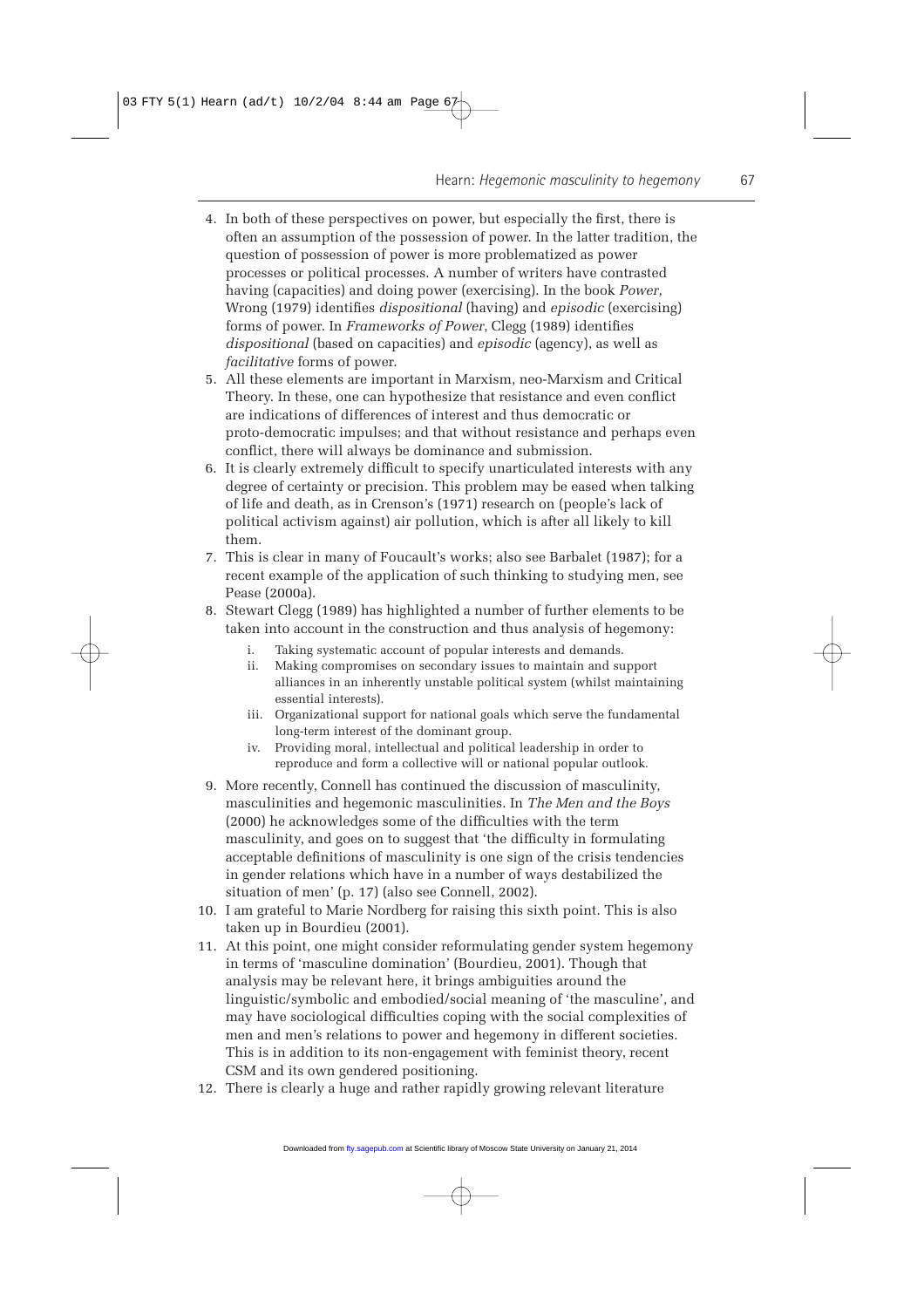4. In both of these perspectives on power, but especially the first, there is often an assumption of the possession of power. In the latter tradition, the question of possession of power is more problematized as power processes or political processes. A number of writers have contrasted having (capacities) and doing power (exercising). In the book *Power*, Wrong (1979) identifies *dispositional* (having) and *episodic* (exercising) forms of power. In *Frameworks of Power*, Clegg (1989) identifies *dispositional* (based on capacities) and *episodic* (agency), as well as *facilitative* forms of power.
5. All these elements are important in Marxism, neo-Marxism and Critical Theory. In these, one can hypothesize that resistance and even conflict are indications of differences of interest and thus democratic or proto-democratic impulses; and that without resistance and perhaps even conflict, there will always be dominance and submission.
6. It is clearly extremely difficult to specify unarticulated interests with any degree of certainty or precision. This problem may be eased when talking of life and death, as in Crenson's (1971) research on (people's lack of political activism against) air pollution, which is after all likely to kill them.
7. This is clear in many of Foucault's works; also see Barbalet (1987); for a recent example of the application of such thinking to studying men, see Pease (2000a).
8. Stewart Clegg (1989) has highlighted a number of further elements to be taken into account in the construction and thus analysis of hegemony:
   1. Taking systematic account of popular interests and demands.
   2. Making compromises on secondary issues to maintain and support alliances in an inherently unstable political system (whilst maintaining essential interests).
   3. Organizational support for national goals which serve the fundamental long-term interest of the dominant group.
   4. Providing moral, intellectual and political leadership in order to reproduce and form a collective will or national popular outlook.
9. More recently, Connell has continued the discussion of masculinity, masculinities and hegemonic masculinities. In *The Men and the Boys* (2000) he acknowledges some of the difficulties with the term masculinity, and goes on to suggest that 'the difficulty in formulating acceptable definitions of masculinity is one sign of the crisis tendencies in gender relations which have in a number of ways destabilized the situation of men' (p. 17) (also see Connell, 2002).
10. I am grateful to Marie Nordberg for raising this sixth point. This is also taken up in Bourdieu (2001).
11. At this point, one might consider reformulating gender system hegemony in terms of 'masculine domination' (Bourdieu, 2001). Though that analysis may be relevant here, it brings ambiguities around the linguistic/symbolic and embodied/social meaning of 'the masculine', and may have sociological difficulties coping with the social complexities of men and men's relations to power and hegemony in different societies. This is in addition to its non-engagement with feminist theory, recent CSM and its own gendered positioning.
12. There is clearly a huge and rather rapidly growing relevant literature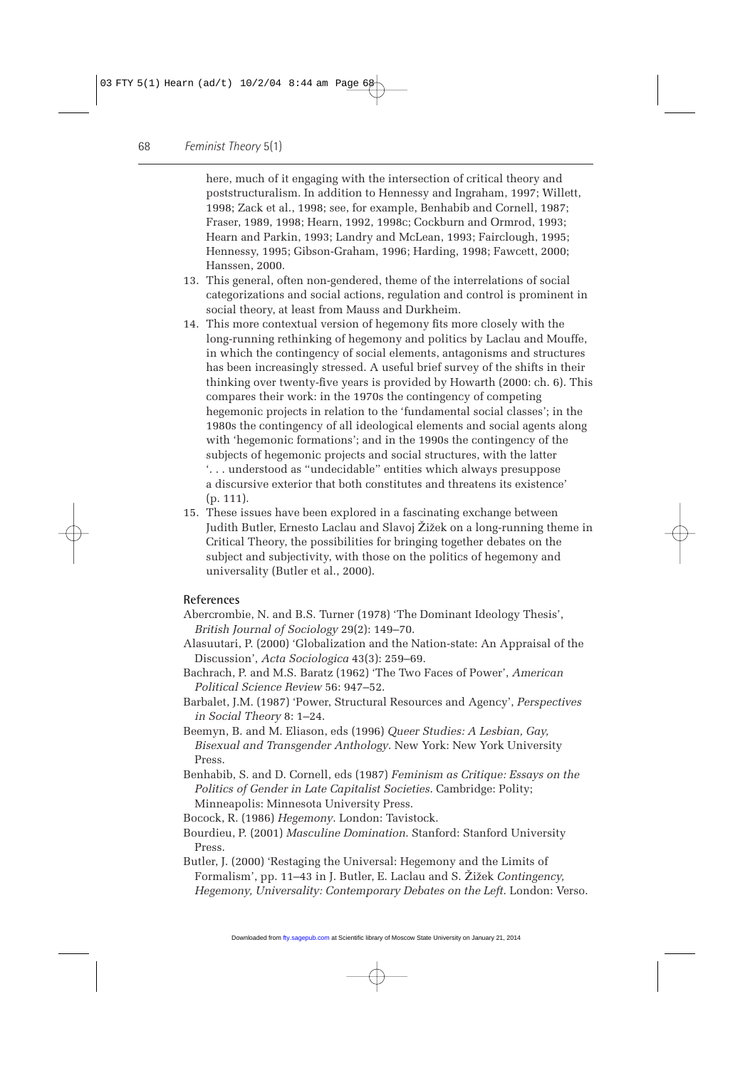here, much of it engaging with the intersection of critical theory and poststructuralism. In addition to Hennessy and Ingraham, 1997; Willett, 1998; Zack et al., 1998; see, for example, Benhabib and Cornell, 1987; Fraser, 1989, 1998; Hearn, 1992, 1998c; Cockburn and Ormrod, 1993; Hearn and Parkin, 1993; Landry and McLean, 1993; Fairclough, 1995; Hennessy, 1995; Gibson-Graham, 1996; Harding, 1998; Fawcett, 2000; Hanssen, 2000.

13. This general, often non-gendered, theme of the interrelations of social categorizations and social actions, regulation and control is prominent in social theory, at least from Mauss and Durkheim.
14. This more contextual version of hegemony fits more closely with the long-running rethinking of hegemony and politics by Laclau and Mouffe, in which the contingency of social elements, antagonisms and structures has been increasingly stressed. A useful brief survey of the shifts in their thinking over twenty-five years is provided by Howarth (2000: ch. 6). This compares their work: in the 1970s the contingency of competing hegemonic projects in relation to the 'fundamental social classes'; in the 1980s the contingency of all ideological elements and social agents along with 'hegemonic formations'; and in the 1990s the contingency of the subjects of hegemonic projects and social structures, with the latter '. . . understood as "undecidable" entities which always presuppose a discursive exterior that both constitutes and threatens its existence' (p. 111).
15. These issues have been explored in a fascinating exchange between Judith Butler, Ernesto Laclau and Slavoj Žižek on a long-running theme in Critical Theory, the possibilities for bringing together debates on the subject and subjectivity, with those on the politics of hegemony and universality (Butler et al., 2000).

## References

Abercrombie, N. and B.S. Turner (1978) 'The Dominant Ideology Thesis', *British Journal of Sociology* 29(2): 149–70.

Alasuutari, P. (2000) 'Globalization and the Nation-state: An Appraisal of the Discussion', *Acta Sociologica* 43(3): 259–69.

Bachrach, P. and M.S. Baratz (1962) 'The Two Faces of Power', *American Political Science Review* 56: 947–52.

Barbalet, J.M. (1987) 'Power, Structural Resources and Agency', *Perspectives in Social Theory* 8: 1–24.

Beemyn, B. and M. Eliason, eds (1996) *Queer Studies: A Lesbian, Gay, Bisexual and Transgender Anthology*. New York: New York University Press.

Benhabib, S. and D. Cornell, eds (1987) *Feminism as Critique: Essays on the Politics of Gender in Late Capitalist Societies*. Cambridge: Polity; Minneapolis: Minnesota University Press.

Bocock, R. (1986) *Hegemony*. London: Tavistock.

Bourdieu, P. (2001) *Masculine Domination*. Stanford: Stanford University Press.

Butler, J. (2000) 'Restaging the Universal: Hegemony and the Limits of Formalism', pp. 11–43 in J. Butler, E. Laclau and S. Žižek *Contingency, Hegemony, Universality: Contemporary Debates on the Left*. London: Verso.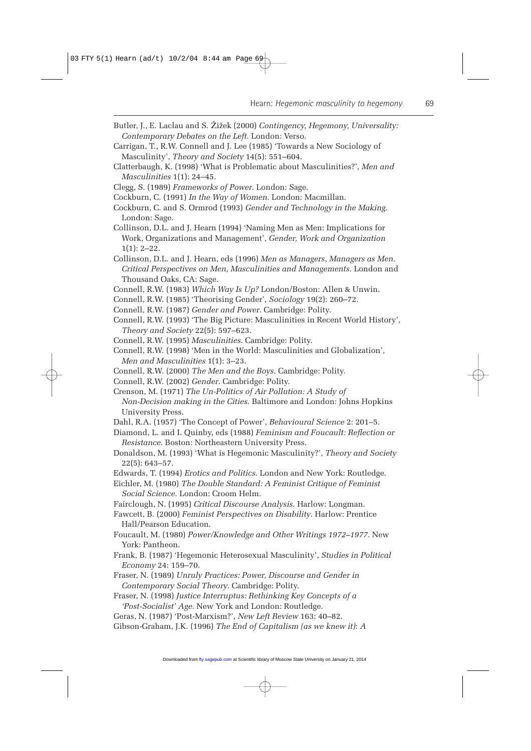Butler, J., E. Laclau and S. Žižek (2000) *Contingency, Hegemony, Universality: Contemporary Debates on the Left*. London: Verso.

Carrigan, T., R.W. Connell and J. Lee (1985) 'Towards a New Sociology of Masculinity', *Theory and Society* 14(5): 551–604.

Clatterbaugh, K. (1998) 'What is Problematic about Masculinities?', *Men and Masculinities* 1(1): 24–45.

Clegg, S. (1989) *Frameworks of Power*. London: Sage.

Cockburn, C. (1991) *In the Way of Women*. London: Macmillan.

Cockburn, C. and S. Ormrod (1993) *Gender and Technology in the Making*. London: Sage.

Collinson, D.L. and J. Hearn (1994) 'Naming Men as Men: Implications for Work, Organizations and Management', *Gender, Work and Organization* 1(1): 2–22.

Collinson, D.L. and J. Hearn, eds (1996) *Men as Managers, Managers as Men. Critical Perspectives on Men, Masculinities and Managements*. London and Thousand Oaks, CA: Sage.

Connell, R.W. (1983) *Which Way Is Up?* London/Boston: Allen & Unwin.

Connell, R.W. (1985) 'Theorising Gender', *Sociology* 19(2): 260–72.

Connell, R.W. (1987) *Gender and Power*. Cambridge: Polity.

Connell, R.W. (1993) 'The Big Picture: Masculinities in Recent World History', *Theory and Society* 22(5): 597–623.

Connell, R.W. (1995) *Masculinities*. Cambridge: Polity.

Connell, R.W. (1998) 'Men in the World: Masculinities and Globalization', *Men and Masculinities* 1(1): 3–23.

Connell, R.W. (2000) *The Men and the Boys*. Cambridge: Polity.

Connell, R.W. (2002) *Gender*. Cambridge: Polity.

Crenson, M. (1971) *The Un-Politics of Air Pollution: A Study of Non-Decision making in the Cities*. Baltimore and London: Johns Hopkins University Press.

Dahl, R.A. (1957) 'The Concept of Power', *Behavioural Science* 2: 201–5.

Diamond, L. and I. Quinby, eds (1988) *Feminism and Foucault: Reflection or Resistance*. Boston: Northeastern University Press.

Donaldson, M. (1993) 'What is Hegemonic Masculinity?', *Theory and Society* 22(5): 643–57.

Edwards, T. (1994) *Erotics and Politics*. London and New York: Routledge.

Eichler, M. (1980) *The Double Standard: A Feminist Critique of Feminist Social Science*. London: Croom Helm.

Fairclough, N. (1995) *Critical Discourse Analysis*. Harlow: Longman.

Fawcett, B. (2000) *Feminist Perspectives on Disability*. Harlow: Prentice Hall/Pearson Education.

Foucault, M. (1980) *Power/Knowledge and Other Writings 1972–1977*. New York: Pantheon.

Frank, B. (1987) 'Hegemonic Heterosexual Masculinity', *Studies in Political Economy* 24: 159–70.

Fraser, N. (1989) *Unruly Practices: Power, Discourse and Gender in Contemporary Social Theory*. Cambridge: Polity.

Fraser, N. (1998) *Justice Interruptus: Rethinking Key Concepts of a 'Post-Socialist' Age*. New York and London: Routledge.

Geras, N. (1987) 'Post-Marxism?', *New Left Review* 163: 40–82.

Gibson-Graham, J.K. (1996) *The End of Capitalism (as we knew it): A*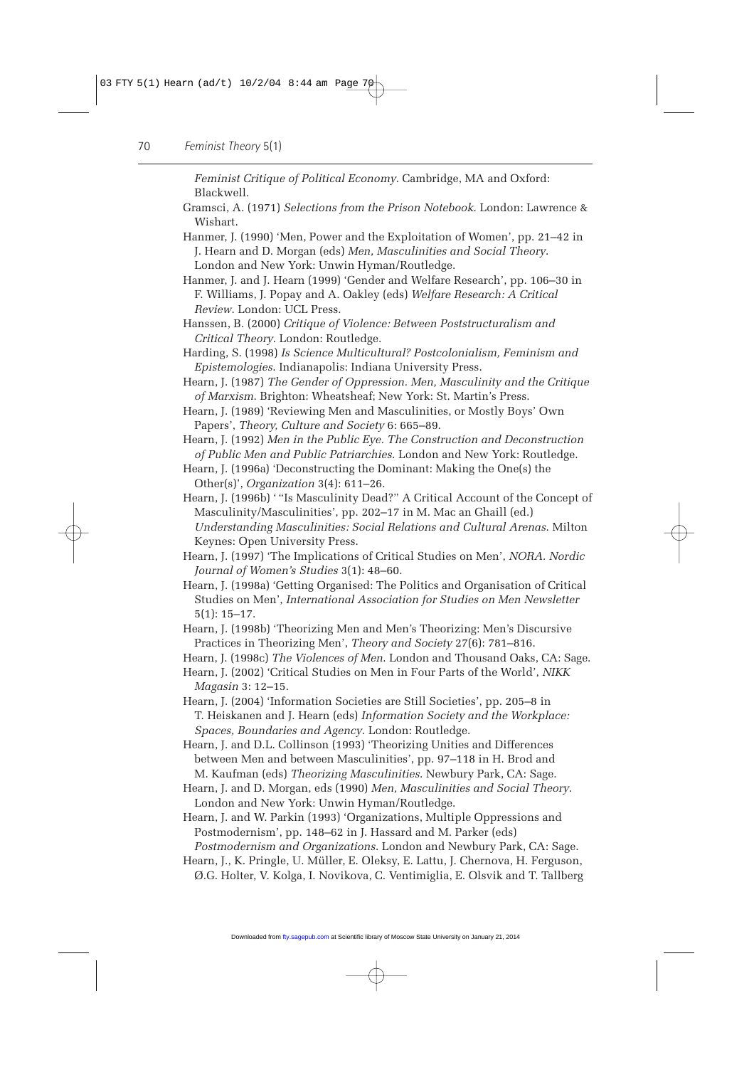*Feminist Critique of Political Economy*. Cambridge, MA and Oxford: Blackwell.

Gramsci, A. (1971) *Selections from the Prison Notebook*. London: Lawrence & Wishart.

Hanmer, J. (1990) 'Men, Power and the Exploitation of Women', pp. 21–42 in J. Hearn and D. Morgan (eds) *Men, Masculinities and Social Theory*. London and New York: Unwin Hyman/Routledge.

Hanmer, J. and J. Hearn (1999) 'Gender and Welfare Research', pp. 106–30 in F. Williams, J. Popay and A. Oakley (eds) *Welfare Research: A Critical Review*. London: UCL Press.

Hanssen, B. (2000) *Critique of Violence: Between Poststructuralism and Critical Theory*. London: Routledge.

Harding, S. (1998) *Is Science Multicultural? Postcolonialism, Feminism and Epistemologies*. Indianapolis: Indiana University Press.

Hearn, J. (1987) *The Gender of Oppression. Men, Masculinity and the Critique of Marxism*. Brighton: Wheatsheaf; New York: St. Martin's Press.

Hearn, J. (1989) 'Reviewing Men and Masculinities, or Mostly Boys' Own Papers', *Theory, Culture and Society* 6: 665–89.

Hearn, J. (1992) *Men in the Public Eye. The Construction and Deconstruction of Public Men and Public Patriarchies*. London and New York: Routledge.

Hearn, J. (1996a) 'Deconstructing the Dominant: Making the One(s) the Other(s)', *Organization* 3(4): 611–26.

Hearn, J. (1996b) ' "Is Masculinity Dead?" A Critical Account of the Concept of Masculinity/Masculinities', pp. 202–17 in M. Mac an Ghaill (ed.) *Understanding Masculinities: Social Relations and Cultural Arenas*. Milton Keynes: Open University Press.

Hearn, J. (1997) 'The Implications of Critical Studies on Men', *NORA. Nordic Journal of Women's Studies* 3(1): 48–60.

Hearn, J. (1998a) 'Getting Organised: The Politics and Organisation of Critical Studies on Men', *International Association for Studies on Men Newsletter* 5(1): 15–17.

Hearn, J. (1998b) 'Theorizing Men and Men's Theorizing: Men's Discursive Practices in Theorizing Men', *Theory and Society* 27(6): 781–816.

Hearn, J. (1998c) *The Violences of Men*. London and Thousand Oaks, CA: Sage.

Hearn, J. (2002) 'Critical Studies on Men in Four Parts of the World', *NIKK Magasin* 3: 12–15.

Hearn, J. (2004) 'Information Societies are Still Societies', pp. 205–8 in T. Heiskanen and J. Hearn (eds) *Information Society and the Workplace: Spaces, Boundaries and Agency*. London: Routledge.

Hearn, J. and D.L. Collinson (1993) 'Theorizing Unities and Differences between Men and between Masculinities', pp. 97–118 in H. Brod and M. Kaufman (eds) *Theorizing Masculinities*. Newbury Park, CA: Sage.

Hearn, J. and D. Morgan, eds (1990) *Men, Masculinities and Social Theory*. London and New York: Unwin Hyman/Routledge.

Hearn, J. and W. Parkin (1993) 'Organizations, Multiple Oppressions and Postmodernism', pp. 148–62 in J. Hassard and M. Parker (eds) *Postmodernism and Organizations*. London and Newbury Park, CA: Sage.

Hearn, J., K. Pringle, U. Müller, E. Oleksy, E. Lattu, J. Chernova, H. Ferguson, Ø.G. Holter, V. Kolga, I. Novikova, C. Ventimiglia, E. Olsvik and T. Tallberg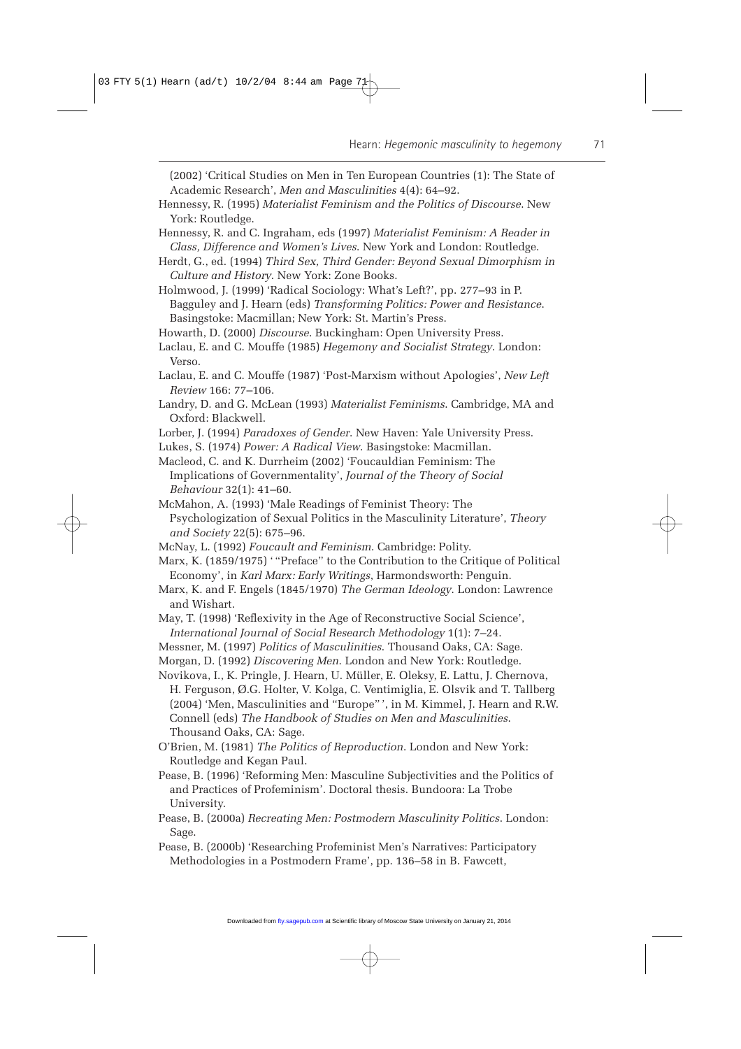(2002) 'Critical Studies on Men in Ten European Countries (1): The State of Academic Research', *Men and Masculinities* 4(4): 64–92.

Hennessy, R. (1995) *Materialist Feminism and the Politics of Discourse*. New York: Routledge.

Hennessy, R. and C. Ingraham, eds (1997) *Materialist Feminism: A Reader in Class, Difference and Women's Lives*. New York and London: Routledge.

Herdt, G., ed. (1994) *Third Sex, Third Gender: Beyond Sexual Dimorphism in Culture and History*. New York: Zone Books.

Holmwood, J. (1999) 'Radical Sociology: What's Left?', pp. 277–93 in P. Bagguley and J. Hearn (eds) *Transforming Politics: Power and Resistance*. Basingstoke: Macmillan; New York: St. Martin's Press.

Howarth, D. (2000) *Discourse*. Buckingham: Open University Press.

Laclau, E. and C. Mouffe (1985) *Hegemony and Socialist Strategy*. London: Verso.

Laclau, E. and C. Mouffe (1987) 'Post-Marxism without Apologies', *New Left Review* 166: 77–106.

Landry, D. and G. McLean (1993) *Materialist Feminisms*. Cambridge, MA and Oxford: Blackwell.

Lorber, J. (1994) *Paradoxes of Gender*. New Haven: Yale University Press.

Lukes, S. (1974) *Power: A Radical View*. Basingstoke: Macmillan.

Macleod, C. and K. Durrheim (2002) 'Foucauldian Feminism: The Implications of Governmentality', *Journal of the Theory of Social Behaviour* 32(1): 41–60.

McMahon, A. (1993) 'Male Readings of Feminist Theory: The Psychologization of Sexual Politics in the Masculinity Literature', *Theory and Society* 22(5): 675–96.

McNay, L. (1992) *Foucault and Feminism*. Cambridge: Polity.

Marx, K. (1859/1975) ' "Preface" to the Contribution to the Critique of Political Economy', in *Karl Marx: Early Writings*, Harmondsworth: Penguin.

Marx, K. and F. Engels (1845/1970) *The German Ideology*. London: Lawrence and Wishart.

May, T. (1998) 'Reflexivity in the Age of Reconstructive Social Science', *International Journal of Social Research Methodology* 1(1): 7–24.

Messner, M. (1997) *Politics of Masculinities*. Thousand Oaks, CA: Sage.

Morgan, D. (1992) *Discovering Men*. London and New York: Routledge.

Novikova, I., K. Pringle, J. Hearn, U. Müller, E. Oleksy, E. Lattu, J. Chernova, H. Ferguson, Ø.G. Holter, V. Kolga, C. Ventimiglia, E. Olsvik and T. Tallberg (2004) 'Men, Masculinities and "Europe" ', in M. Kimmel, J. Hearn and R.W. Connell (eds) *The Handbook of Studies on Men and Masculinities*. Thousand Oaks, CA: Sage.

O'Brien, M. (1981) *The Politics of Reproduction*. London and New York: Routledge and Kegan Paul.

Pease, B. (1996) 'Reforming Men: Masculine Subjectivities and the Politics of and Practices of Profeminism'. Doctoral thesis. Bundoora: La Trobe University.

Pease, B. (2000a) *Recreating Men: Postmodern Masculinity Politics*. London: Sage.

Pease, B. (2000b) 'Researching Profeminist Men's Narratives: Participatory Methodologies in a Postmodern Frame', pp. 136–58 in B. Fawcett,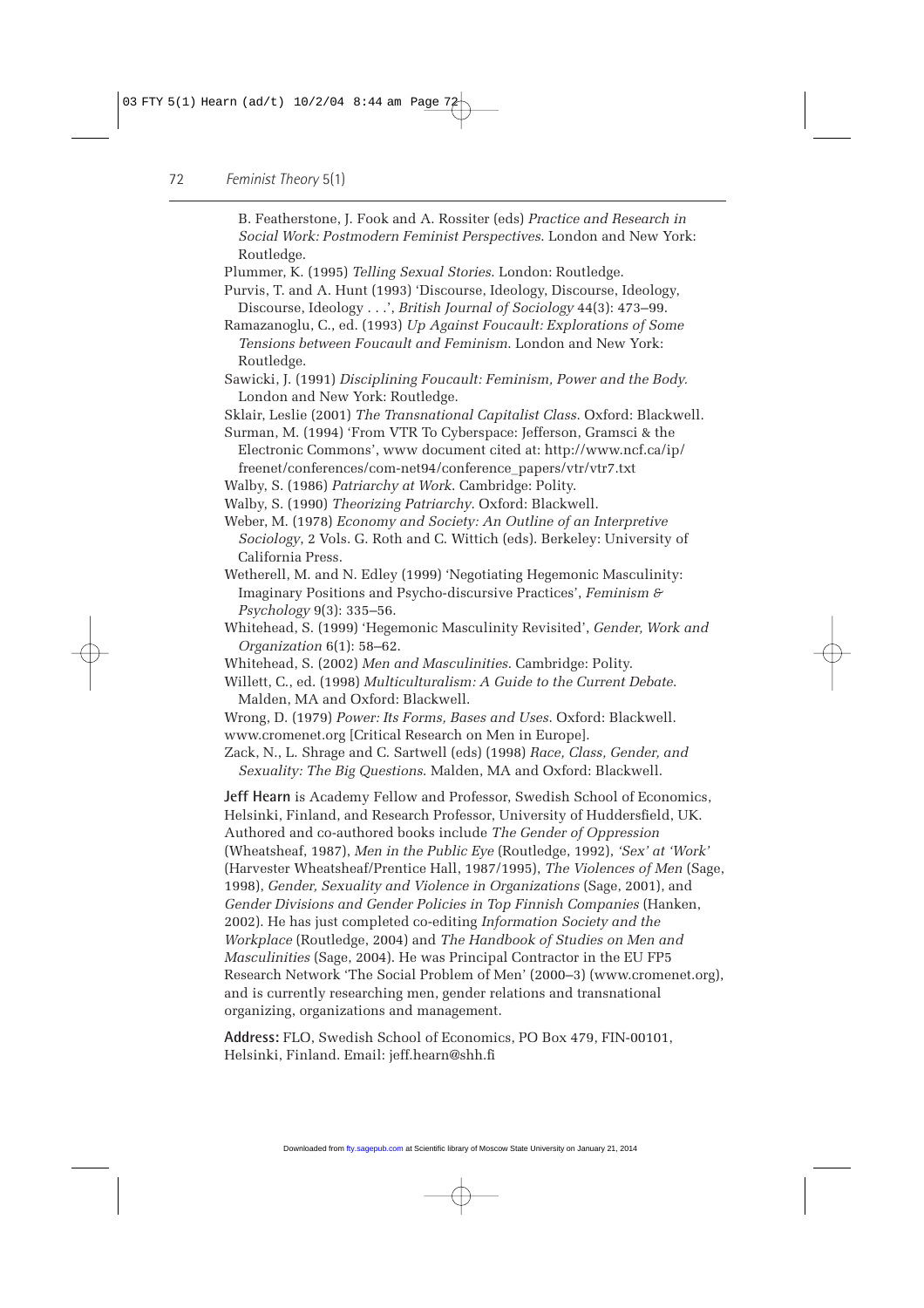B. Featherstone, J. Fook and A. Rossiter (eds) *Practice and Research in Social Work: Postmodern Feminist Perspectives*. London and New York: Routledge.

Plummer, K. (1995) *Telling Sexual Stories*. London: Routledge.

Purvis, T. and A. Hunt (1993) 'Discourse, Ideology, Discourse, Ideology, Discourse, Ideology . . .', *British Journal of Sociology* 44(3): 473–99.

Ramazanoglu, C., ed. (1993) *Up Against Foucault: Explorations of Some Tensions between Foucault and Feminism*. London and New York: Routledge.

Sawicki, J. (1991) *Disciplining Foucault: Feminism, Power and the Body.* London and New York: Routledge.

Sklair, Leslie (2001) *The Transnational Capitalist Class*. Oxford: Blackwell.

Surman, M. (1994) 'From VTR To Cyberspace: Jefferson, Gramsci & the Electronic Commons', www document cited at: http://www.ncf.ca/ip/freenet/conferences/com-net94/conference_papers/vtr/vtr7.txt

Walby, S. (1986) *Patriarchy at Work*. Cambridge: Polity.

Walby, S. (1990) *Theorizing Patriarchy*. Oxford: Blackwell.

Weber, M. (1978) *Economy and Society: An Outline of an Interpretive Sociology*, 2 Vols. G. Roth and C. Wittich (eds). Berkeley: University of California Press.

Wetherell, M. and N. Edley (1999) 'Negotiating Hegemonic Masculinity: Imaginary Positions and Psycho-discursive Practices', *Feminism & Psychology* 9(3): 335–56.

Whitehead, S. (1999) 'Hegemonic Masculinity Revisited', *Gender, Work and Organization* 6(1): 58–62.

Whitehead, S. (2002) *Men and Masculinities*. Cambridge: Polity.

Willett, C., ed. (1998) *Multiculturalism: A Guide to the Current Debate*. Malden, MA and Oxford: Blackwell.

Wrong, D. (1979) *Power: Its Forms, Bases and Uses*. Oxford: Blackwell.

www.cromenet.org [Critical Research on Men in Europe].

Zack, N., L. Shrage and C. Sartwell (eds) (1998) *Race, Class, Gender, and Sexuality: The Big Questions*. Malden, MA and Oxford: Blackwell.

**Jeff Hearn** is Academy Fellow and Professor, Swedish School of Economics, Helsinki, Finland, and Research Professor, University of Huddersfield, UK. Authored and co-authored books include *The Gender of Oppression* (Wheatsheaf, 1987), *Men in the Public Eye* (Routledge, 1992), *'Sex' at 'Work'* (Harvester Wheatsheaf/Prentice Hall, 1987/1995), *The Violences of Men* (Sage, 1998), *Gender, Sexuality and Violence in Organizations* (Sage, 2001), and *Gender Divisions and Gender Policies in Top Finnish Companies* (Hanken, 2002). He has just completed co-editing *Information Society and the Workplace* (Routledge, 2004) and *The Handbook of Studies on Men and Masculinities* (Sage, 2004). He was Principal Contractor in the EU FP5 Research Network 'The Social Problem of Men' (2000–3) (www.cromenet.org), and is currently researching men, gender relations and transnational organizing, organizations and management.

**Address:** FLO, Swedish School of Economics, PO Box 479, FIN-00101, Helsinki, Finland. Email: jeff.hearn@shh.fi